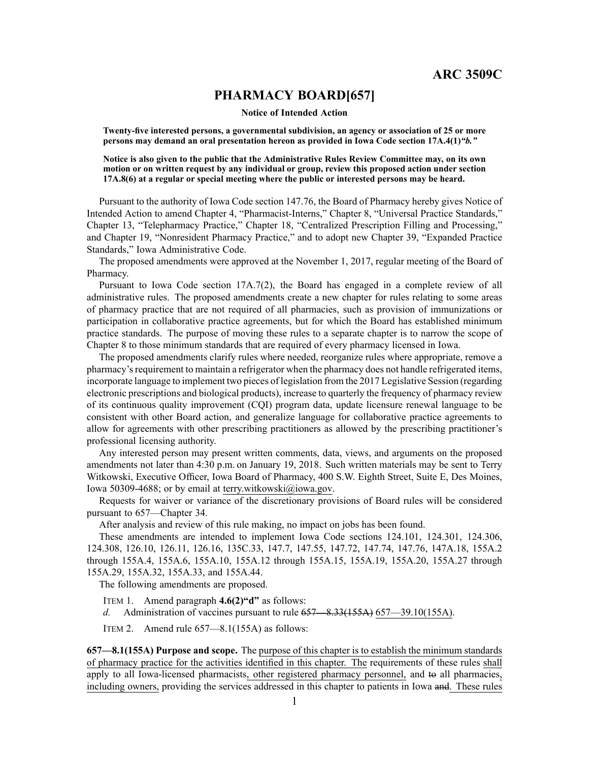# ARC 3509C

## PHARMACY BOARD[657]

**Notice of Intended Action**

**Twenty-five interested persons, a governmental subdivision, an agency or association of 25 or more persons may demand an oral presentation hereon as provided in Iowa Code section 17A.4(1)*"b."***

**Notice is also given to the public that the Administrative Rules Review Committee may, on its own motion or on written request by any individual or group, review this proposed action under section 17A.8(6) at a regular or special meeting where the public or interested persons may be heard.**

Pursuant to the authority of Iowa Code section 147.76, the Board of Pharmacy hereby gives Notice of Intended Action to amend Chapter 4, "Pharmacist-Interns," Chapter 8, "Universal Practice Standards," Chapter 13, "Telepharmacy Practice," Chapter 18, "Centralized Prescription Filling and Processing," and Chapter 19, "Nonresident Pharmacy Practice," and to adopt new Chapter 39, "Expanded Practice Standards," Iowa Administrative Code.

The proposed amendments were approved at the November 1, 2017, regular meeting of the Board of Pharmacy.

Pursuant to Iowa Code section 17A.7(2), the Board has engaged in a complete review of all administrative rules. The proposed amendments create a new chapter for rules relating to some areas of pharmacy practice that are not required of all pharmacies, such as provision of immunizations or participation in collaborative practice agreements, but for which the Board has established minimum practice standards. The purpose of moving these rules to a separate chapter is to narrow the scope of Chapter 8 to those minimum standards that are required of every pharmacy licensed in Iowa.

The proposed amendments clarify rules where needed, reorganize rules where appropriate, remove a pharmacy's requirement to maintain a refrigerator when the pharmacy does not handle refrigerated items, incorporate language to implement two pieces of legislation from the 2017 Legislative Session (regarding electronic prescriptions and biological products), increase to quarterly the frequency of pharmacy review of its continuous quality improvement (CQI) program data, update licensure renewal language to be consistent with other Board action, and generalize language for collaborative practice agreements to allow for agreements with other prescribing practitioners as allowed by the prescribing practitioner's professional licensing authority.

Any interested person may present written comments, data, views, and arguments on the proposed amendments not later than 4:30 p.m. on January 19, 2018. Such written materials may be sent to Terry Witkowski, Executive Officer, Iowa Board of Pharmacy, 400 S.W. Eighth Street, Suite E, Des Moines, Iowa 50309-4688; or by email at terry.witkowski@iowa.gov.

Requests for waiver or variance of the discretionary provisions of Board rules will be considered pursuant to 657—Chapter 34.

After analysis and review of this rule making, no impact on jobs has been found.

These amendments are intended to implement Iowa Code sections 124.101, 124.301, 124.306, 124.308, 126.10, 126.11, 126.16, 135C.33, 147.7, 147.55, 147.72, 147.74, 147.76, 147A.18, 155A.2 through 155A.4, 155A.6, 155A.10, 155A.12 through 155A.15, 155A.19, 155A.20, 155A.27 through 155A.29, 155A.32, 155A.33, and 155A.44.

The following amendments are proposed.

ITEM 1. Amend paragraph **4.6(2)"d"** as follows:

*d.* Administration of vaccines pursuant to rule ~~657—8.33(155A)~~ <u>657—39.10(155A)</u>.

ITEM 2. Amend rule 657—8.1(155A) as follows:

**657—8.1(155A) Purpose and scope.** The <u>purpose of this chapter is to establish the minimum standards of pharmacy practice for the activities identified in this chapter. The</u> requirements of these rules <u>shall</u> apply to all Iowa-licensed pharmacists<u>, other registered pharmacy personnel,</u> and ~~to~~ all pharmacies<u>, including owners,</u> providing the services addressed in this chapter to patients in Iowa ~~and~~<u>. These rules</u>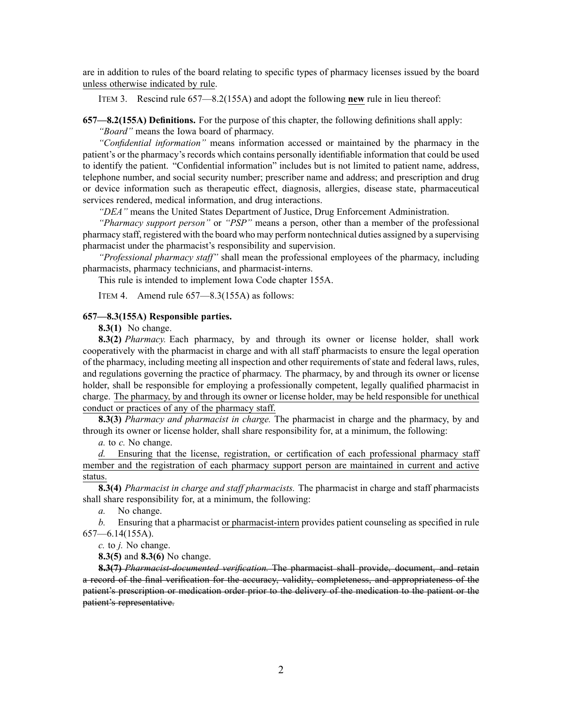are in addition to rules of the board relating to specific types of pharmacy licenses issued by the board unless otherwise indicated by rule.

ITEM 3. Rescind rule 657—8.2(155A) and adopt the following **new** rule in lieu thereof:

**657—8.2(155A) Definitions.** For the purpose of this chapter, the following definitions shall apply:

*"Board"* means the Iowa board of pharmacy.

*"Confidential information"* means information accessed or maintained by the pharmacy in the patient's or the pharmacy's records which contains personally identifiable information that could be used to identify the patient. "Confidential information" includes but is not limited to patient name, address, telephone number, and social security number; prescriber name and address; and prescription and drug or device information such as therapeutic effect, diagnosis, allergies, disease state, pharmaceutical services rendered, medical information, and drug interactions.

*"DEA"* means the United States Department of Justice, Drug Enforcement Administration.

*"Pharmacy support person"* or *"PSP"* means a person, other than a member of the professional pharmacy staff, registered with the board who may perform nontechnical duties assigned by a supervising pharmacist under the pharmacist's responsibility and supervision.

*"Professional pharmacy staff"* shall mean the professional employees of the pharmacy, including pharmacists, pharmacy technicians, and pharmacist-interns.

This rule is intended to implement Iowa Code chapter 155A.

ITEM 4. Amend rule 657—8.3(155A) as follows:

**657—8.3(155A) Responsible parties.**

**8.3(1)** No change.

**8.3(2)** *Pharmacy.* Each pharmacy, by and through its owner or license holder, shall work cooperatively with the pharmacist in charge and with all staff pharmacists to ensure the legal operation of the pharmacy, including meeting all inspection and other requirements of state and federal laws, rules, and regulations governing the practice of pharmacy. The pharmacy, by and through its owner or license holder, shall be responsible for employing a professionally competent, legally qualified pharmacist in charge. The pharmacy, by and through its owner or license holder, may be held responsible for unethical conduct or practices of any of the pharmacy staff.

**8.3(3)** *Pharmacy and pharmacist in charge.* The pharmacist in charge and the pharmacy, by and through its owner or license holder, shall share responsibility for, at a minimum, the following:

*a.* to *c.* No change.

*d.* Ensuring that the license, registration, or certification of each professional pharmacy staff member and the registration of each pharmacy support person are maintained in current and active status.

**8.3(4)** *Pharmacist in charge and staff pharmacists.* The pharmacist in charge and staff pharmacists shall share responsibility for, at a minimum, the following:

*a.* No change.

*b.* Ensuring that a pharmacist or pharmacist-intern provides patient counseling as specified in rule 657—6.14(155A).

*c.* to *j.* No change.

**8.3(5)** and **8.3(6)** No change.

~~**8.3(7)** *Pharmacist-documented verification.* The pharmacist shall provide, document, and retain a record of the final verification for the accuracy, validity, completeness, and appropriateness of the patient's prescription or medication order prior to the delivery of the medication to the patient or the patient's representative.~~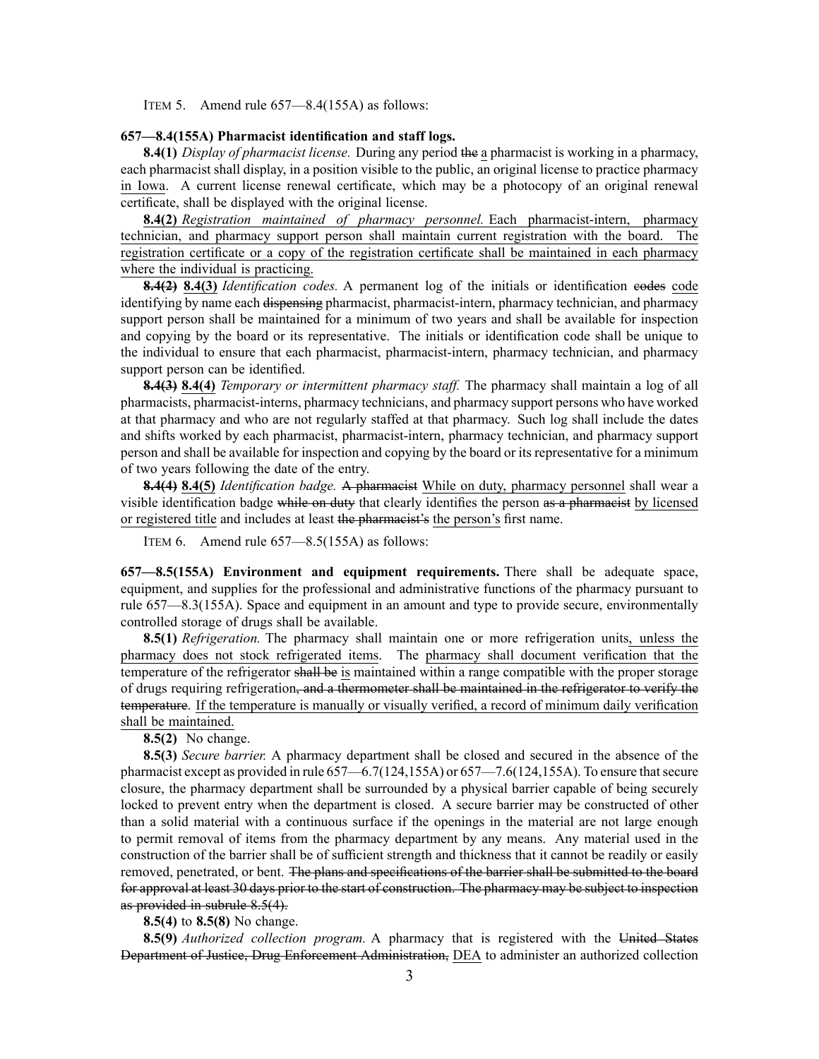ITEM 5. Amend rule 657—8.4(155A) as follows:

**657—8.4(155A) Pharmacist identification and staff logs.**

**8.4(1)** *Display of pharmacist license.* During any period the a pharmacist is working in a pharmacy, each pharmacist shall display, in a position visible to the public, an original license to practice pharmacy in Iowa. A current license renewal certificate, which may be a photocopy of an original renewal certificate, shall be displayed with the original license.

**8.4(2)** *Registration maintained of pharmacy personnel.* Each pharmacist-intern, pharmacy technician, and pharmacy support person shall maintain current registration with the board. The registration certificate or a copy of the registration certificate shall be maintained in each pharmacy where the individual is practicing.

**8.4(2) 8.4(3)** *Identification codes.* A permanent log of the initials or identification codes code identifying by name each dispensing pharmacist, pharmacist-intern, pharmacy technician, and pharmacy support person shall be maintained for a minimum of two years and shall be available for inspection and copying by the board or its representative. The initials or identification code shall be unique to the individual to ensure that each pharmacist, pharmacist-intern, pharmacy technician, and pharmacy support person can be identified.

**8.4(3) 8.4(4)** *Temporary or intermittent pharmacy staff.* The pharmacy shall maintain a log of all pharmacists, pharmacist-interns, pharmacy technicians, and pharmacy support persons who have worked at that pharmacy and who are not regularly staffed at that pharmacy. Such log shall include the dates and shifts worked by each pharmacist, pharmacist-intern, pharmacy technician, and pharmacy support person and shall be available for inspection and copying by the board or its representative for a minimum of two years following the date of the entry.

**8.4(4) 8.4(5)** *Identification badge.* A pharmacist While on duty, pharmacy personnel shall wear a visible identification badge while on duty that clearly identifies the person as a pharmacist by licensed or registered title and includes at least the pharmacist's the person's first name.

ITEM 6. Amend rule 657—8.5(155A) as follows:

**657—8.5(155A) Environment and equipment requirements.** There shall be adequate space, equipment, and supplies for the professional and administrative functions of the pharmacy pursuant to rule 657—8.3(155A). Space and equipment in an amount and type to provide secure, environmentally controlled storage of drugs shall be available.

**8.5(1)** *Refrigeration.* The pharmacy shall maintain one or more refrigeration units, unless the pharmacy does not stock refrigerated items. The pharmacy shall document verification that the temperature of the refrigerator shall be is maintained within a range compatible with the proper storage of drugs requiring refrigeration, and a thermometer shall be maintained in the refrigerator to verify the temperature. If the temperature is manually or visually verified, a record of minimum daily verification shall be maintained.

**8.5(2)** No change.

**8.5(3)** *Secure barrier.* A pharmacy department shall be closed and secured in the absence of the pharmacist except as provided in rule 657—6.7(124,155A) or 657—7.6(124,155A). To ensure that secure closure, the pharmacy department shall be surrounded by a physical barrier capable of being securely locked to prevent entry when the department is closed. A secure barrier may be constructed of other than a solid material with a continuous surface if the openings in the material are not large enough to permit removal of items from the pharmacy department by any means. Any material used in the construction of the barrier shall be of sufficient strength and thickness that it cannot be readily or easily removed, penetrated, or bent. The plans and specifications of the barrier shall be submitted to the board for approval at least 30 days prior to the start of construction. The pharmacy may be subject to inspection as provided in subrule 8.5(4).

**8.5(4)** to **8.5(8)** No change.

**8.5(9)** *Authorized collection program.* A pharmacy that is registered with the United States Department of Justice, Drug Enforcement Administration, DEA to administer an authorized collection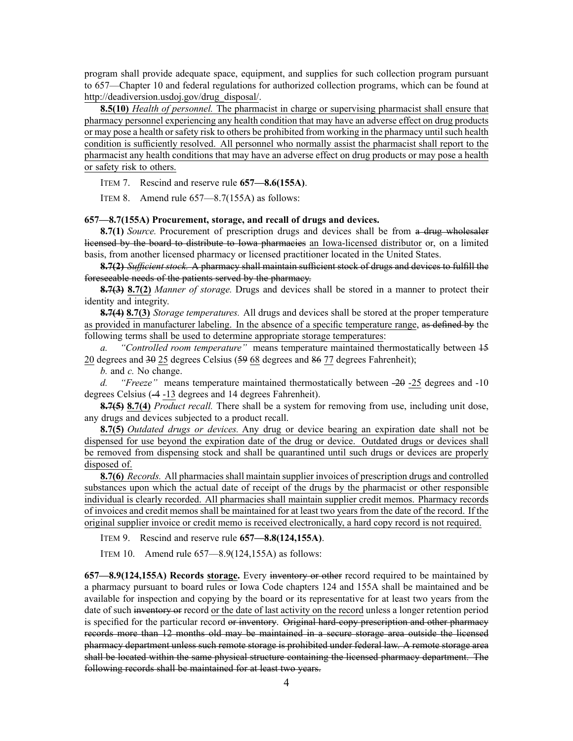program shall provide adequate space, equipment, and supplies for such collection program pursuant to 657—Chapter 10 and federal regulations for authorized collection programs, which can be found at http://deadiversion.usdoj.gov/drug_disposal/.

<u>**8.5(10)** *Health of personnel.* The pharmacist in charge or supervising pharmacist shall ensure that pharmacy personnel experiencing any health condition that may have an adverse effect on drug products or may pose a health or safety risk to others be prohibited from working in the pharmacy until such health condition is sufficiently resolved. All personnel who normally assist the pharmacist shall report to the pharmacist any health conditions that may have an adverse effect on drug products or may pose a health or safety risk to others.</u>

ITEM 7. Rescind and reserve rule **657—8.6(155A)**.

ITEM 8. Amend rule 657—8.7(155A) as follows:

**657—8.7(155A) Procurement, storage, and recall of drugs and devices.**

**8.7(1)** *Source.* Procurement of prescription drugs and devices shall be from ~~a drug wholesaler licensed by the board to distribute to Iowa pharmacies~~ <u>an Iowa-licensed distributor</u> or, on a limited basis, from another licensed pharmacy or licensed practitioner located in the United States.

~~**8.7(2)** *Sufficient stock.* A pharmacy shall maintain sufficient stock of drugs and devices to fulfill the foreseeable needs of the patients served by the pharmacy.~~

~~**8.7(3)**~~ <u>**8.7(2)**</u> *Manner of storage.* Drugs and devices shall be stored in a manner to protect their identity and integrity.

~~**8.7(4)**~~ <u>**8.7(3)**</u> *Storage temperatures.* All drugs and devices shall be stored at the proper temperature <u>as provided in manufacturer labeling. In the absence of a specific temperature range</u>, ~~as defined by~~ the following terms <u>shall be used to determine appropriate storage temperatures</u>:

*a. "Controlled room temperature"* means temperature maintained thermostatically between ~~15~~ <u>20</u> degrees and ~~30~~ <u>25</u> degrees Celsius (~~59~~ <u>68</u> degrees and ~~86~~ <u>77</u> degrees Fahrenheit);

*b.* and *c.* No change.

*d. "Freeze"* means temperature maintained thermostatically between ~~-20~~ <u>-25</u> degrees and -10 degrees Celsius (~~-4~~ <u>-13</u> degrees and 14 degrees Fahrenheit).

~~**8.7(5)**~~ <u>**8.7(4)**</u> *Product recall.* There shall be a system for removing from use, including unit dose, any drugs and devices subjected to a product recall.

<u>**8.7(5)** *Outdated drugs or devices.* Any drug or device bearing an expiration date shall not be dispensed for use beyond the expiration date of the drug or device. Outdated drugs or devices shall be removed from dispensing stock and shall be quarantined until such drugs or devices are properly disposed of.</u>

<u>**8.7(6)** *Records.* All pharmacies shall maintain supplier invoices of prescription drugs and controlled substances upon which the actual date of receipt of the drugs by the pharmacist or other responsible individual is clearly recorded. All pharmacies shall maintain supplier credit memos. Pharmacy records of invoices and credit memos shall be maintained for at least two years from the date of the record. If the original supplier invoice or credit memo is received electronically, a hard copy record is not required.</u>

ITEM 9. Rescind and reserve rule **657—8.8(124,155A)**.

ITEM 10. Amend rule 657—8.9(124,155A) as follows:

**657—8.9(124,155A) Records <u>storage</u>.** Every ~~inventory or other~~ record required to be maintained by a pharmacy pursuant to board rules or Iowa Code chapters 124 and 155A shall be maintained and be available for inspection and copying by the board or its representative for at least two years from the date of such ~~inventory or~~ record <u>or the date of last activity on the record</u> unless a longer retention period is specified for the particular record ~~or inventory~~. ~~Original hard-copy prescription and other pharmacy records more than 12 months old may be maintained in a secure storage area outside the licensed pharmacy department unless such remote storage is prohibited under federal law. A remote storage area shall be located within the same physical structure containing the licensed pharmacy department. The following records shall be maintained for at least two years.~~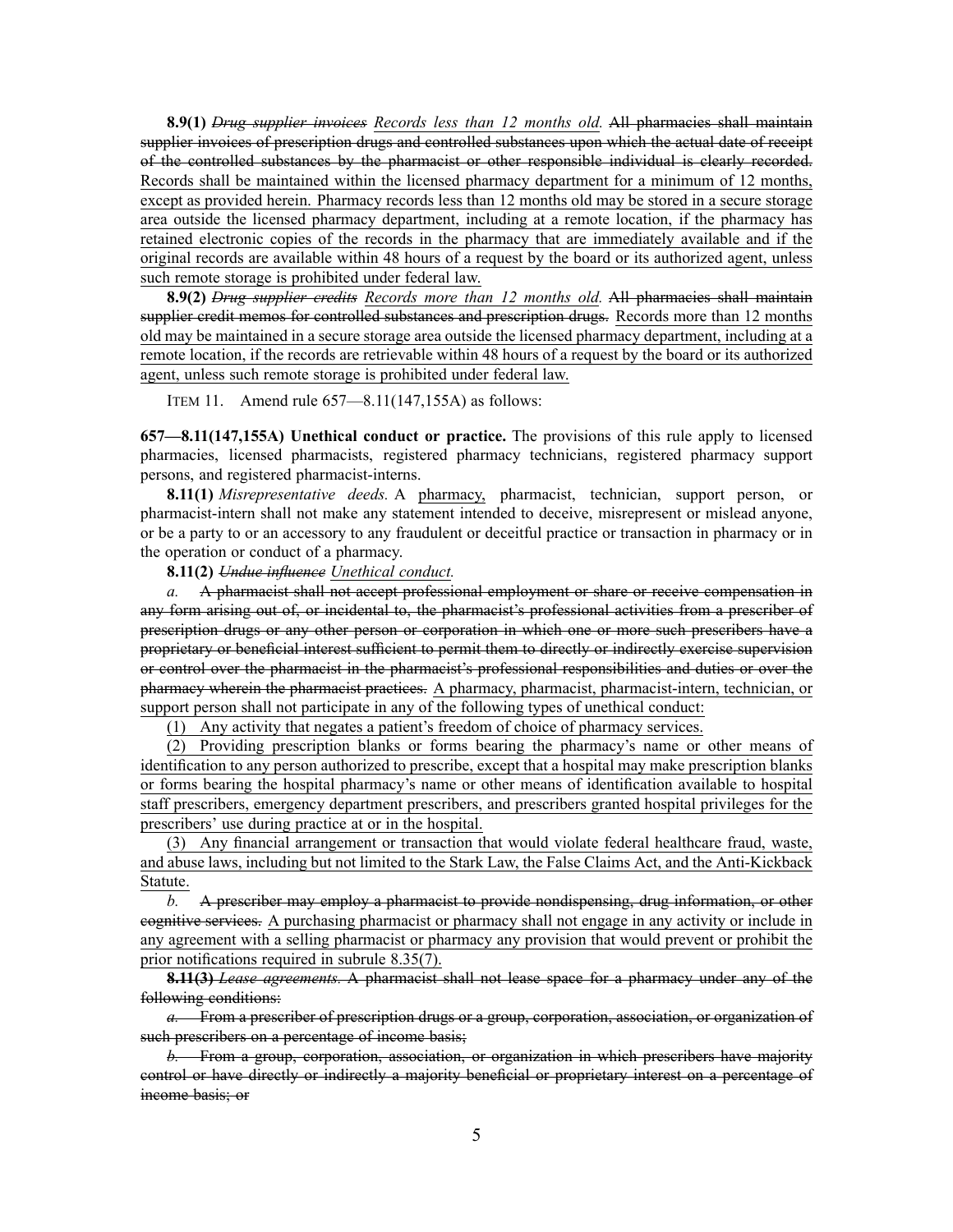**8.9(1)** ~~*Drug supplier invoices*~~ <u>*Records less than 12 months old.*</u> ~~All pharmacies shall maintain supplier invoices of prescription drugs and controlled substances upon which the actual date of receipt of the controlled substances by the pharmacist or other responsible individual is clearly recorded.~~ <u>Records shall be maintained within the licensed pharmacy department for a minimum of 12 months, except as provided herein. Pharmacy records less than 12 months old may be stored in a secure storage area outside the licensed pharmacy department, including at a remote location, if the pharmacy has retained electronic copies of the records in the pharmacy that are immediately available and if the original records are available within 48 hours of a request by the board or its authorized agent, unless such remote storage is prohibited under federal law.</u>

**8.9(2)** ~~*Drug supplier credits*~~ <u>*Records more than 12 months old.*</u> ~~All pharmacies shall maintain supplier credit memos for controlled substances and prescription drugs.~~ <u>Records more than 12 months old may be maintained in a secure storage area outside the licensed pharmacy department, including at a remote location, if the records are retrievable within 48 hours of a request by the board or its authorized agent, unless such remote storage is prohibited under federal law.</u>

ITEM 11. Amend rule 657—8.11(147,155A) as follows:

**657—8.11(147,155A) Unethical conduct or practice.** The provisions of this rule apply to licensed pharmacies, licensed pharmacists, registered pharmacy technicians, registered pharmacy support persons, and registered pharmacist-interns.

**8.11(1)** *Misrepresentative deeds.* A <u>pharmacy,</u> pharmacist, technician, support person, or pharmacist-intern shall not make any statement intended to deceive, misrepresent or mislead anyone, or be a party to or an accessory to any fraudulent or deceitful practice or transaction in pharmacy or in the operation or conduct of a pharmacy.

**8.11(2)** ~~*Undue influence*~~ <u>*Unethical conduct.*</u>

*a.* ~~A pharmacist shall not accept professional employment or share or receive compensation in any form arising out of, or incidental to, the pharmacist's professional activities from a prescriber of prescription drugs or any other person or corporation in which one or more such prescribers have a proprietary or beneficial interest sufficient to permit them to directly or indirectly exercise supervision or control over the pharmacist in the pharmacist's professional responsibilities and duties or over the pharmacy wherein the pharmacist practices.~~ <u>A pharmacy, pharmacist, pharmacist-intern, technician, or support person shall not participate in any of the following types of unethical conduct:</u>

<u>(1) Any activity that negates a patient's freedom of choice of pharmacy services.</u>

<u>(2) Providing prescription blanks or forms bearing the pharmacy's name or other means of identification to any person authorized to prescribe, except that a hospital may make prescription blanks or forms bearing the hospital pharmacy's name or other means of identification available to hospital staff prescribers, emergency department prescribers, and prescribers granted hospital privileges for the prescribers' use during practice at or in the hospital.</u>

<u>(3) Any financial arrangement or transaction that would violate federal healthcare fraud, waste, and abuse laws, including but not limited to the Stark Law, the False Claims Act, and the Anti-Kickback Statute.</u>

*b.* ~~A prescriber may employ a pharmacist to provide nondispensing, drug information, or other cognitive services.~~ <u>A purchasing pharmacist or pharmacy shall not engage in any activity or include in any agreement with a selling pharmacist or pharmacy any provision that would prevent or prohibit the prior notifications required in subrule 8.35(7).</u>

~~**8.11(3)** *Lease agreements.* A pharmacist shall not lease space for a pharmacy under any of the following conditions:~~

~~*a.* From a prescriber of prescription drugs or a group, corporation, association, or organization of such prescribers on a percentage of income basis;~~

~~*b.* From a group, corporation, association, or organization in which prescribers have majority control or have directly or indirectly a majority beneficial or proprietary interest on a percentage of income basis; or~~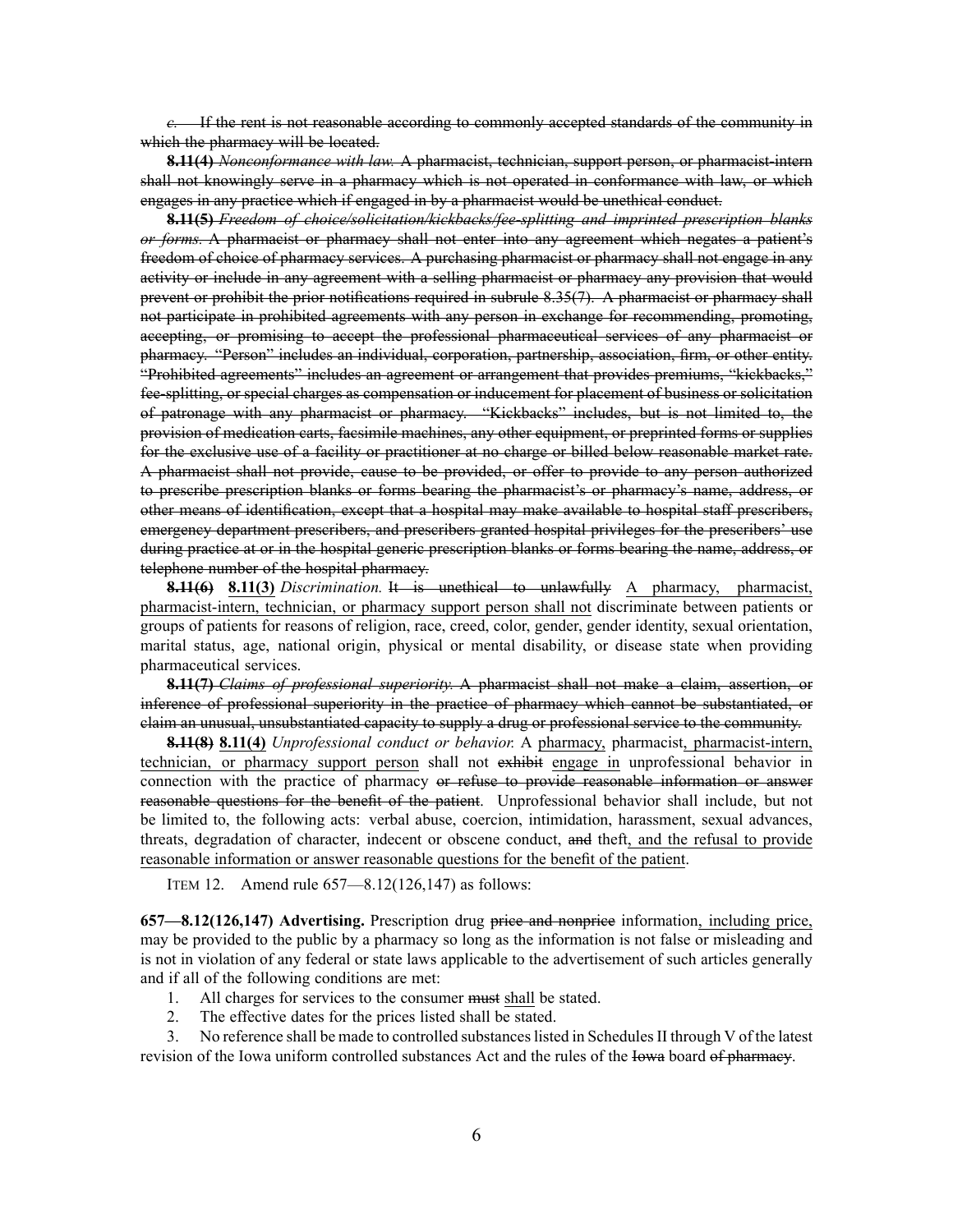~~*c.* If the rent is not reasonable according to commonly accepted standards of the community in which the pharmacy will be located.~~

~~**8.11(4)** *Nonconformance with law.* A pharmacist, technician, support person, or pharmacist-intern shall not knowingly serve in a pharmacy which is not operated in conformance with law, or which engages in any practice which if engaged in by a pharmacist would be unethical conduct.~~

~~**8.11(5)** *Freedom of choice/solicitation/kickbacks/fee-splitting and imprinted prescription blanks or forms.* A pharmacist or pharmacy shall not enter into any agreement which negates a patient's freedom of choice of pharmacy services. A purchasing pharmacist or pharmacy shall not engage in any activity or include in any agreement with a selling pharmacist or pharmacy any provision that would prevent or prohibit the prior notifications required in subrule 8.35(7). A pharmacist or pharmacy shall not participate in prohibited agreements with any person in exchange for recommending, promoting, accepting, or promising to accept the professional pharmaceutical services of any pharmacist or pharmacy. "Person" includes an individual, corporation, partnership, association, firm, or other entity. "Prohibited agreements" includes an agreement or arrangement that provides premiums, "kickbacks," fee-splitting, or special charges as compensation or inducement for placement of business or solicitation of patronage with any pharmacist or pharmacy. "Kickbacks" includes, but is not limited to, the provision of medication carts, facsimile machines, any other equipment, or preprinted forms or supplies for the exclusive use of a facility or practitioner at no charge or billed below reasonable market rate. A pharmacist shall not provide, cause to be provided, or offer to provide to any person authorized to prescribe prescription blanks or forms bearing the pharmacist's or pharmacy's name, address, or other means of identification, except that a hospital may make available to hospital staff prescribers, emergency department prescribers, and prescribers granted hospital privileges for the prescribers' use during practice at or in the hospital generic prescription blanks or forms bearing the name, address, or telephone number of the hospital pharmacy.~~

~~**8.11(6)**~~ <u>**8.11(3)**</u> *Discrimination.* ~~It is unethical to unlawfully~~ <u>A pharmacy, pharmacist, pharmacist-intern, technician, or pharmacy support person shall not</u> discriminate between patients or groups of patients for reasons of religion, race, creed, color, gender, gender identity, sexual orientation, marital status, age, national origin, physical or mental disability, or disease state when providing pharmaceutical services.

~~**8.11(7)** *Claims of professional superiority.* A pharmacist shall not make a claim, assertion, or inference of professional superiority in the practice of pharmacy which cannot be substantiated, or claim an unusual, unsubstantiated capacity to supply a drug or professional service to the community.~~

~~**8.11(8)**~~ <u>**8.11(4)**</u> *Unprofessional conduct or behavior.* A <u>pharmacy,</u> pharmacist<u>, pharmacist-intern, technician, or pharmacy support person</u> shall not ~~exhibit~~ <u>engage in</u> unprofessional behavior in connection with the practice of pharmacy ~~or refuse to provide reasonable information or answer reasonable questions for the benefit of the patient~~. Unprofessional behavior shall include, but not be limited to, the following acts: verbal abuse, coercion, intimidation, harassment, sexual advances, threats, degradation of character, indecent or obscene conduct, ~~and~~ theft<u>, and the refusal to provide reasonable information or answer reasonable questions for the benefit of the patient</u>.

ITEM 12. Amend rule 657—8.12(126,147) as follows:

**657—8.12(126,147) Advertising.** Prescription drug ~~price and nonprice~~ information<u>, including price,</u> may be provided to the public by a pharmacy so long as the information is not false or misleading and is not in violation of any federal or state laws applicable to the advertisement of such articles generally and if all of the following conditions are met:

1. All charges for services to the consumer ~~must~~ <u>shall</u> be stated.
2. The effective dates for the prices listed shall be stated.
3. No reference shall be made to controlled substances listed in Schedules II through V of the latest revision of the Iowa uniform controlled substances Act and the rules of the ~~Iowa~~ board ~~of pharmacy~~.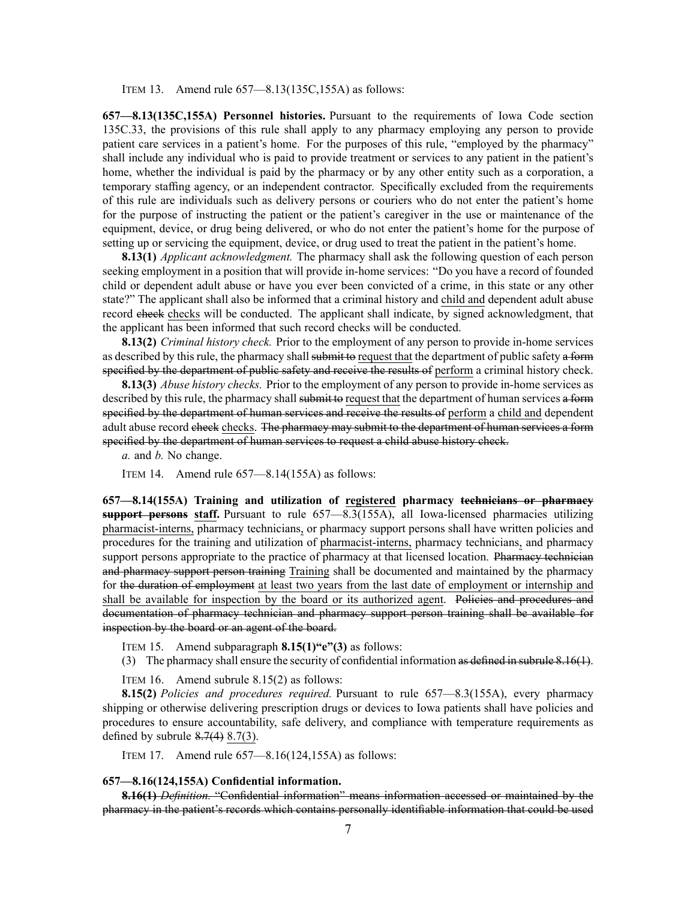ITEM 13. Amend rule 657—8.13(135C,155A) as follows:

**657—8.13(135C,155A) Personnel histories.** Pursuant to the requirements of Iowa Code section 135C.33, the provisions of this rule shall apply to any pharmacy employing any person to provide patient care services in a patient's home. For the purposes of this rule, "employed by the pharmacy" shall include any individual who is paid to provide treatment or services to any patient in the patient's home, whether the individual is paid by the pharmacy or by any other entity such as a corporation, a temporary staffing agency, or an independent contractor. Specifically excluded from the requirements of this rule are individuals such as delivery persons or couriers who do not enter the patient's home for the purpose of instructing the patient or the patient's caregiver in the use or maintenance of the equipment, device, or drug being delivered, or who do not enter the patient's home for the purpose of setting up or servicing the equipment, device, or drug used to treat the patient in the patient's home.

**8.13(1)** *Applicant acknowledgment.* The pharmacy shall ask the following question of each person seeking employment in a position that will provide in-home services: "Do you have a record of founded child or dependent adult abuse or have you ever been convicted of a crime, in this state or any other state?" The applicant shall also be informed that a criminal history and <u>child and</u> dependent adult abuse record ~~check~~ <u>checks</u> will be conducted. The applicant shall indicate, by signed acknowledgment, that the applicant has been informed that such record checks will be conducted.

**8.13(2)** *Criminal history check.* Prior to the employment of any person to provide in-home services as described by this rule, the pharmacy shall ~~submit to~~ <u>request that</u> the department of public safety ~~a form specified by the department of public safety and receive the results of~~ <u>perform</u> a criminal history check.

**8.13(3)** *Abuse history checks.* Prior to the employment of any person to provide in-home services as described by this rule, the pharmacy shall ~~submit to~~ <u>request that</u> the department of human services ~~a form specified by the department of human services and receive the results of~~ <u>perform</u> a <u>child and</u> dependent adult abuse record ~~check~~ <u>checks</u>. ~~The pharmacy may submit to the department of human services a form specified by the department of human services to request a child abuse history check.~~

*a.* and *b.* No change.

ITEM 14. Amend rule 657—8.14(155A) as follows:

**657—8.14(155A) Training and utilization of <u>registered</u> pharmacy ~~technicians or pharmacy support persons~~ <u>staff</u>.** Pursuant to rule 657—8.3(155A), all Iowa-licensed pharmacies utilizing <u>pharmacist-interns,</u> pharmacy technicians<u>,</u> or pharmacy support persons shall have written policies and procedures for the training and utilization of <u>pharmacist-interns,</u> pharmacy technicians<u>,</u> and pharmacy support persons appropriate to the practice of pharmacy at that licensed location. ~~Pharmacy technician and pharmacy support person training~~ <u>Training</u> shall be documented and maintained by the pharmacy for ~~the duration of employment~~ <u>at least two years from the last date of employment or internship and shall be available for inspection by the board or its authorized agent</u>. ~~Policies and procedures and documentation of pharmacy technician and pharmacy support person training shall be available for inspection by the board or an agent of the board.~~

ITEM 15. Amend subparagraph **8.15(1)"e"(3)** as follows:

(3) The pharmacy shall ensure the security of confidential information ~~as defined in subrule 8.16(1)~~.

ITEM 16. Amend subrule 8.15(2) as follows:

**8.15(2)** *Policies and procedures required.* Pursuant to rule 657—8.3(155A), every pharmacy shipping or otherwise delivering prescription drugs or devices to Iowa patients shall have policies and procedures to ensure accountability, safe delivery, and compliance with temperature requirements as defined by subrule ~~8.7(4)~~ <u>8.7(3)</u>.

ITEM 17. Amend rule 657—8.16(124,155A) as follows:

**657—8.16(124,155A) Confidential information.**

~~**8.16(1)** *Definition.* "Confidential information" means information accessed or maintained by the pharmacy in the patient's records which contains personally identifiable information that could be used~~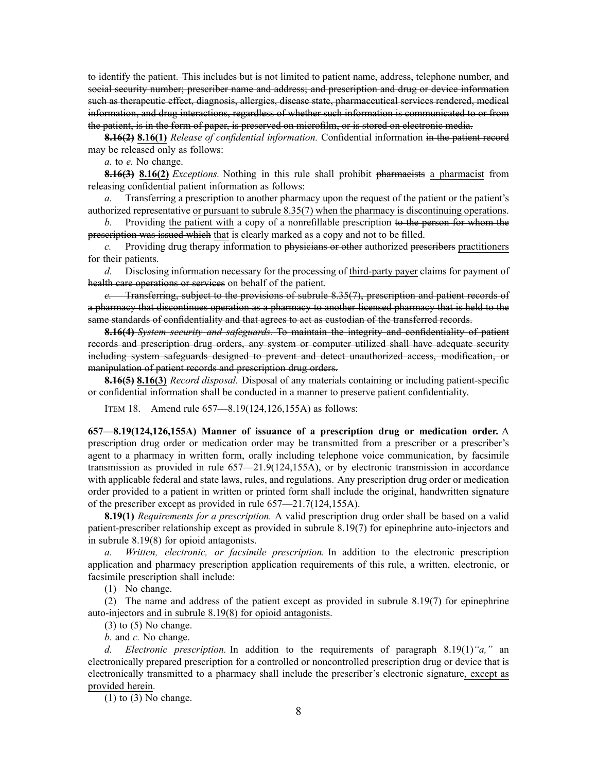~~to identify the patient. This includes but is not limited to patient name, address, telephone number, and social security number; prescriber name and address; and prescription and drug or device information such as therapeutic effect, diagnosis, allergies, disease state, pharmaceutical services rendered, medical information, and drug interactions, regardless of whether such information is communicated to or from the patient, is in the form of paper, is preserved on microfilm, or is stored on electronic media.~~

**~~8.16(2)~~ <u>8.16(1)</u>** *Release of confidential information.* Confidential information ~~in the patient record~~ may be released only as follows:

*a.* to *e.* No change.

**~~8.16(3)~~ <u>8.16(2)</u>** *Exceptions.* Nothing in this rule shall prohibit ~~pharmacists~~ <u>a pharmacist</u> from releasing confidential patient information as follows:

*a.* Transferring a prescription to another pharmacy upon the request of the patient or the patient's authorized representative <u>or pursuant to subrule 8.35(7) when the pharmacy is discontinuing operations</u>.

*b.* Providing <u>the patient with</u> a copy of a nonrefillable prescription ~~to the person for whom the prescription was issued which~~ <u>that</u> is clearly marked as a copy and not to be filled.

*c.* Providing drug therapy information to ~~physicians or other~~ authorized ~~prescribers~~ <u>practitioners</u> for their patients.

*d.* Disclosing information necessary for the processing of <u>third-party payer</u> claims ~~for payment of health care operations or services~~ <u>on behalf of the patient</u>.

~~*e.* Transferring, subject to the provisions of subrule 8.35(7), prescription and patient records of a pharmacy that discontinues operation as a pharmacy to another licensed pharmacy that is held to the same standards of confidentiality and that agrees to act as custodian of the transferred records.~~

~~**8.16(4)** *System security and safeguards.* To maintain the integrity and confidentiality of patient records and prescription drug orders, any system or computer utilized shall have adequate security including system safeguards designed to prevent and detect unauthorized access, modification, or manipulation of patient records and prescription drug orders.~~

**~~8.16(5)~~ <u>8.16(3)</u>** *Record disposal.* Disposal of any materials containing or including patient-specific or confidential information shall be conducted in a manner to preserve patient confidentiality.

ITEM 18. Amend rule 657—8.19(124,126,155A) as follows:

**657—8.19(124,126,155A) Manner of issuance of a prescription drug or medication order.** A prescription drug order or medication order may be transmitted from a prescriber or a prescriber's agent to a pharmacy in written form, orally including telephone voice communication, by facsimile transmission as provided in rule 657—21.9(124,155A), or by electronic transmission in accordance with applicable federal and state laws, rules, and regulations. Any prescription drug order or medication order provided to a patient in written or printed form shall include the original, handwritten signature of the prescriber except as provided in rule 657—21.7(124,155A).

**8.19(1)** *Requirements for a prescription.* A valid prescription drug order shall be based on a valid patient-prescriber relationship except as provided in subrule 8.19(7) for epinephrine auto-injectors and in subrule 8.19(8) for opioid antagonists.

*a.* *Written, electronic, or facsimile prescription.* In addition to the electronic prescription application and pharmacy prescription application requirements of this rule, a written, electronic, or facsimile prescription shall include:

(1) No change.

(2) The name and address of the patient except as provided in subrule 8.19(7) for epinephrine auto-injectors <u>and in subrule 8.19(8) for opioid antagonists</u>.

(3) to (5) No change.

*b.* and *c.* No change.

*d.* *Electronic prescription.* In addition to the requirements of paragraph 8.19(1)*"a,"* an electronically prepared prescription for a controlled or noncontrolled prescription drug or device that is electronically transmitted to a pharmacy shall include the prescriber's electronic signature<u>, except as provided herein</u>.

(1) to (3) No change.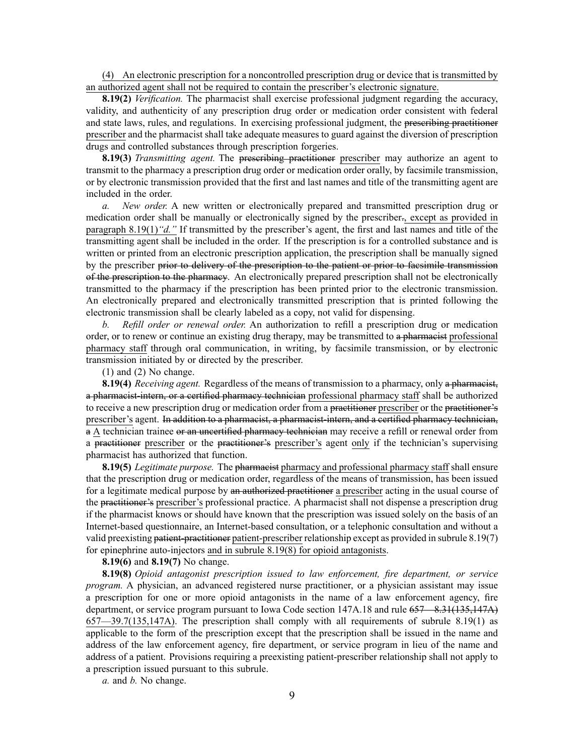<u>(4) An electronic prescription for a noncontrolled prescription drug or device that is transmitted by an authorized agent shall not be required to contain the prescriber's electronic signature.</u>

**8.19(2)** *Verification.* The pharmacist shall exercise professional judgment regarding the accuracy, validity, and authenticity of any prescription drug order or medication order consistent with federal and state laws, rules, and regulations. In exercising professional judgment, the ~~prescribing practitioner~~ <u>prescriber</u> and the pharmacist shall take adequate measures to guard against the diversion of prescription drugs and controlled substances through prescription forgeries.

**8.19(3)** *Transmitting agent.* The ~~prescribing practitioner~~ <u>prescriber</u> may authorize an agent to transmit to the pharmacy a prescription drug order or medication order orally, by facsimile transmission, or by electronic transmission provided that the first and last names and title of the transmitting agent are included in the order.

*a. New order.* A new written or electronically prepared and transmitted prescription drug or medication order shall be manually or electronically signed by the prescriber~~.~~<u>, except as provided in paragraph 8.19(1)*"d."*</u> If transmitted by the prescriber's agent, the first and last names and title of the transmitting agent shall be included in the order. If the prescription is for a controlled substance and is written or printed from an electronic prescription application, the prescription shall be manually signed by the prescriber ~~prior to delivery of the prescription to the patient or prior to facsimile transmission of the prescription to the pharmacy~~. An electronically prepared prescription shall not be electronically transmitted to the pharmacy if the prescription has been printed prior to the electronic transmission. An electronically prepared and electronically transmitted prescription that is printed following the electronic transmission shall be clearly labeled as a copy, not valid for dispensing.

*b. Refill order or renewal order.* An authorization to refill a prescription drug or medication order, or to renew or continue an existing drug therapy, may be transmitted to ~~a pharmacist~~ <u>professional pharmacy staff</u> through oral communication, in writing, by facsimile transmission, or by electronic transmission initiated by or directed by the prescriber.

(1) and (2) No change.

**8.19(4)** *Receiving agent.* Regardless of the means of transmission to a pharmacy, only ~~a pharmacist, a pharmacist-intern, or a certified pharmacy technician~~ <u>professional pharmacy staff</u> shall be authorized to receive a new prescription drug or medication order from a ~~practitioner~~ <u>prescriber</u> or the ~~practitioner's~~ <u>prescriber's</u> agent. ~~In addition to a pharmacist, a pharmacist-intern, and a certified pharmacy technician, a~~ <u>A</u> technician trainee ~~or an uncertified pharmacy technician~~ may receive a refill or renewal order from a ~~practitioner~~ <u>prescriber</u> or the ~~practitioner's~~ <u>prescriber's</u> agent <u>only</u> if the technician's supervising pharmacist has authorized that function.

**8.19(5)** *Legitimate purpose.* The ~~pharmacist~~ <u>pharmacy and professional pharmacy staff</u> shall ensure that the prescription drug or medication order, regardless of the means of transmission, has been issued for a legitimate medical purpose by ~~an authorized practitioner~~ <u>a prescriber</u> acting in the usual course of the ~~practitioner's~~ <u>prescriber's</u> professional practice. A pharmacist shall not dispense a prescription drug if the pharmacist knows or should have known that the prescription was issued solely on the basis of an Internet-based questionnaire, an Internet-based consultation, or a telephonic consultation and without a valid preexisting ~~patient-practitioner~~ <u>patient-prescriber</u> relationship except as provided in subrule 8.19(7) for epinephrine auto-injectors <u>and in subrule 8.19(8) for opioid antagonists</u>.

**8.19(6)** and **8.19(7)** No change.

**8.19(8)** *Opioid antagonist prescription issued to law enforcement, fire department, or service program.* A physician, an advanced registered nurse practitioner, or a physician assistant may issue a prescription for one or more opioid antagonists in the name of a law enforcement agency, fire department, or service program pursuant to Iowa Code section 147A.18 and rule ~~657—8.31(135,147A)~~ <u>657—39.7(135,147A)</u>. The prescription shall comply with all requirements of subrule 8.19(1) as applicable to the form of the prescription except that the prescription shall be issued in the name and address of the law enforcement agency, fire department, or service program in lieu of the name and address of a patient. Provisions requiring a preexisting patient-prescriber relationship shall not apply to a prescription issued pursuant to this subrule.

*a.* and *b.* No change.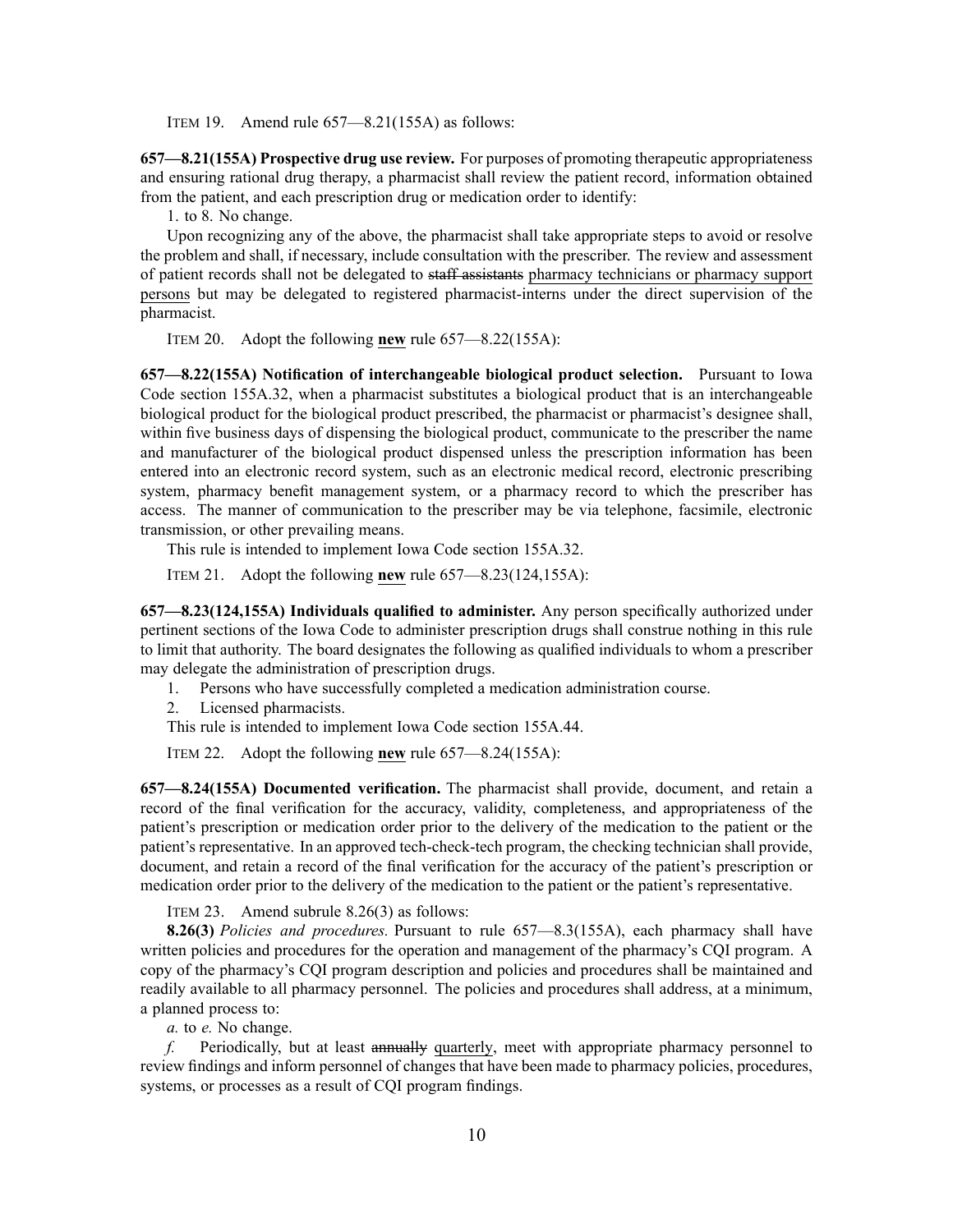ITEM 19. Amend rule 657—8.21(155A) as follows:

**657—8.21(155A) Prospective drug use review.** For purposes of promoting therapeutic appropriateness and ensuring rational drug therapy, a pharmacist shall review the patient record, information obtained from the patient, and each prescription drug or medication order to identify:

1. to 8. No change.

Upon recognizing any of the above, the pharmacist shall take appropriate steps to avoid or resolve the problem and shall, if necessary, include consultation with the prescriber. The review and assessment of patient records shall not be delegated to ~~staff assistants~~ pharmacy technicians or pharmacy support persons but may be delegated to registered pharmacist-interns under the direct supervision of the pharmacist.

ITEM 20. Adopt the following **new** rule 657—8.22(155A):

**657—8.22(155A) Notification of interchangeable biological product selection.** Pursuant to Iowa Code section 155A.32, when a pharmacist substitutes a biological product that is an interchangeable biological product for the biological product prescribed, the pharmacist or pharmacist's designee shall, within five business days of dispensing the biological product, communicate to the prescriber the name and manufacturer of the biological product dispensed unless the prescription information has been entered into an electronic record system, such as an electronic medical record, electronic prescribing system, pharmacy benefit management system, or a pharmacy record to which the prescriber has access. The manner of communication to the prescriber may be via telephone, facsimile, electronic transmission, or other prevailing means.

This rule is intended to implement Iowa Code section 155A.32.

ITEM 21. Adopt the following **new** rule 657—8.23(124,155A):

**657—8.23(124,155A) Individuals qualified to administer.** Any person specifically authorized under pertinent sections of the Iowa Code to administer prescription drugs shall construe nothing in this rule to limit that authority. The board designates the following as qualified individuals to whom a prescriber may delegate the administration of prescription drugs.

1. Persons who have successfully completed a medication administration course.
2. Licensed pharmacists.

This rule is intended to implement Iowa Code section 155A.44.

ITEM 22. Adopt the following **new** rule 657—8.24(155A):

**657—8.24(155A) Documented verification.** The pharmacist shall provide, document, and retain a record of the final verification for the accuracy, validity, completeness, and appropriateness of the patient's prescription or medication order prior to the delivery of the medication to the patient or the patient's representative. In an approved tech-check-tech program, the checking technician shall provide, document, and retain a record of the final verification for the accuracy of the patient's prescription or medication order prior to the delivery of the medication to the patient or the patient's representative.

ITEM 23. Amend subrule 8.26(3) as follows:

**8.26(3)** *Policies and procedures.* Pursuant to rule 657—8.3(155A), each pharmacy shall have written policies and procedures for the operation and management of the pharmacy's CQI program. A copy of the pharmacy's CQI program description and policies and procedures shall be maintained and readily available to all pharmacy personnel. The policies and procedures shall address, at a minimum, a planned process to:

*a.* to *e.* No change.

*f.* Periodically, but at least ~~annually~~ quarterly, meet with appropriate pharmacy personnel to review findings and inform personnel of changes that have been made to pharmacy policies, procedures, systems, or processes as a result of CQI program findings.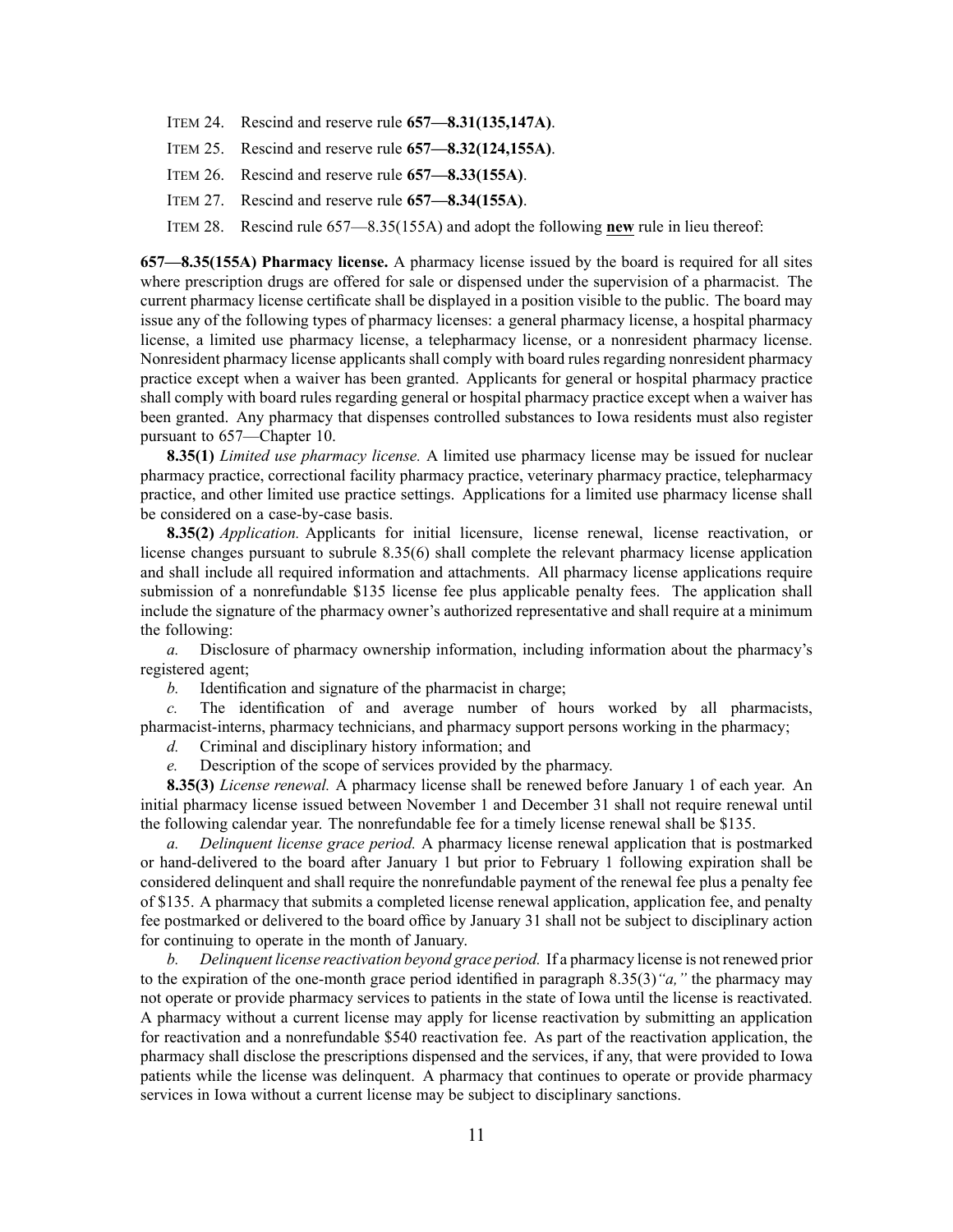ITEM 24. Rescind and reserve rule **657—8.31(135,147A)**.

ITEM 25. Rescind and reserve rule **657—8.32(124,155A)**.

ITEM 26. Rescind and reserve rule **657—8.33(155A)**.

ITEM 27. Rescind and reserve rule **657—8.34(155A)**.

ITEM 28. Rescind rule 657—8.35(155A) and adopt the following **new** rule in lieu thereof:

**657—8.35(155A) Pharmacy license.** A pharmacy license issued by the board is required for all sites where prescription drugs are offered for sale or dispensed under the supervision of a pharmacist. The current pharmacy license certificate shall be displayed in a position visible to the public. The board may issue any of the following types of pharmacy licenses: a general pharmacy license, a hospital pharmacy license, a limited use pharmacy license, a telepharmacy license, or a nonresident pharmacy license. Nonresident pharmacy license applicants shall comply with board rules regarding nonresident pharmacy practice except when a waiver has been granted. Applicants for general or hospital pharmacy practice shall comply with board rules regarding general or hospital pharmacy practice except when a waiver has been granted. Any pharmacy that dispenses controlled substances to Iowa residents must also register pursuant to 657—Chapter 10.

**8.35(1)** *Limited use pharmacy license.* A limited use pharmacy license may be issued for nuclear pharmacy practice, correctional facility pharmacy practice, veterinary pharmacy practice, telepharmacy practice, and other limited use practice settings. Applications for a limited use pharmacy license shall be considered on a case-by-case basis.

**8.35(2)** *Application.* Applicants for initial licensure, license renewal, license reactivation, or license changes pursuant to subrule 8.35(6) shall complete the relevant pharmacy license application and shall include all required information and attachments. All pharmacy license applications require submission of a nonrefundable $135 license fee plus applicable penalty fees. The application shall include the signature of the pharmacy owner's authorized representative and shall require at a minimum the following:

*a.* Disclosure of pharmacy ownership information, including information about the pharmacy's registered agent;

*b.* Identification and signature of the pharmacist in charge;

*c.* The identification of and average number of hours worked by all pharmacists, pharmacist-interns, pharmacy technicians, and pharmacy support persons working in the pharmacy;

*d.* Criminal and disciplinary history information; and

*e.* Description of the scope of services provided by the pharmacy.

**8.35(3)** *License renewal.* A pharmacy license shall be renewed before January 1 of each year. An initial pharmacy license issued between November 1 and December 31 shall not require renewal until the following calendar year. The nonrefundable fee for a timely license renewal shall be $135.

*a.* *Delinquent license grace period.* A pharmacy license renewal application that is postmarked or hand-delivered to the board after January 1 but prior to February 1 following expiration shall be considered delinquent and shall require the nonrefundable payment of the renewal fee plus a penalty fee of $135. A pharmacy that submits a completed license renewal application, application fee, and penalty fee postmarked or delivered to the board office by January 31 shall not be subject to disciplinary action for continuing to operate in the month of January.

*b.* *Delinquent license reactivation beyond grace period.* If a pharmacy license is not renewed prior to the expiration of the one-month grace period identified in paragraph 8.35(3)*"a,"* the pharmacy may not operate or provide pharmacy services to patients in the state of Iowa until the license is reactivated. A pharmacy without a current license may apply for license reactivation by submitting an application for reactivation and a nonrefundable $540 reactivation fee. As part of the reactivation application, the pharmacy shall disclose the prescriptions dispensed and the services, if any, that were provided to Iowa patients while the license was delinquent. A pharmacy that continues to operate or provide pharmacy services in Iowa without a current license may be subject to disciplinary sanctions.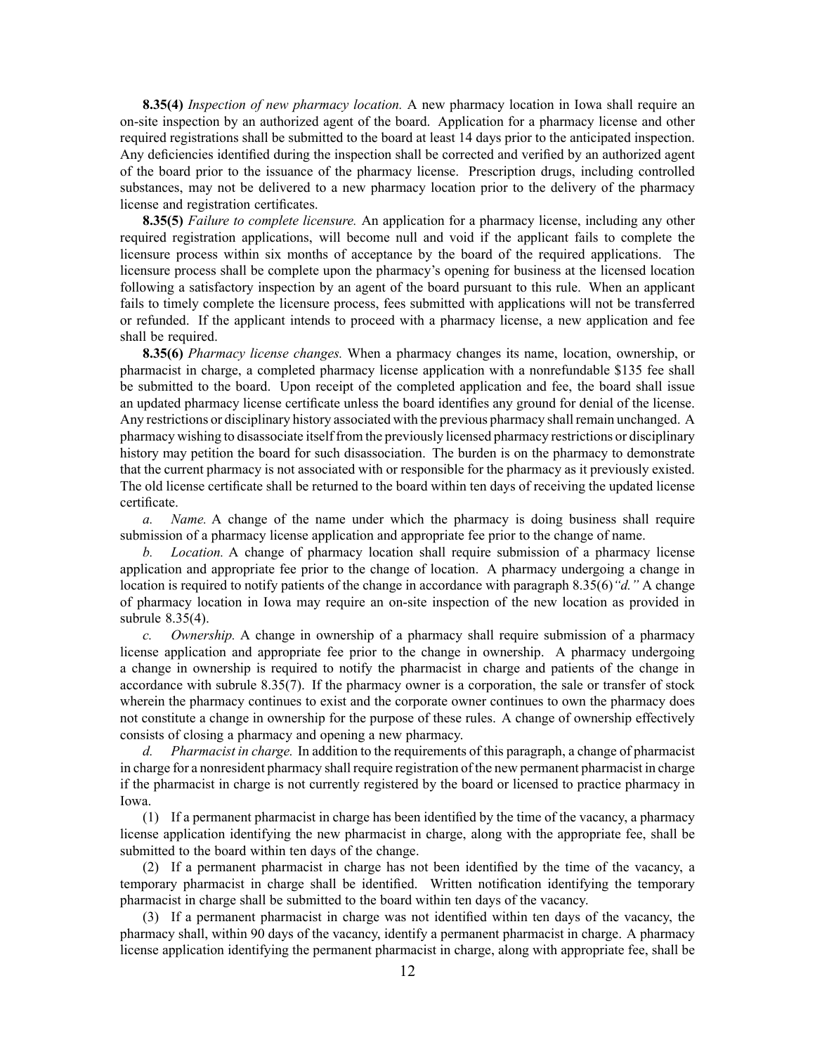**8.35(4)** *Inspection of new pharmacy location.* A new pharmacy location in Iowa shall require an on-site inspection by an authorized agent of the board. Application for a pharmacy license and other required registrations shall be submitted to the board at least 14 days prior to the anticipated inspection. Any deficiencies identified during the inspection shall be corrected and verified by an authorized agent of the board prior to the issuance of the pharmacy license. Prescription drugs, including controlled substances, may not be delivered to a new pharmacy location prior to the delivery of the pharmacy license and registration certificates.

**8.35(5)** *Failure to complete licensure.* An application for a pharmacy license, including any other required registration applications, will become null and void if the applicant fails to complete the licensure process within six months of acceptance by the board of the required applications. The licensure process shall be complete upon the pharmacy's opening for business at the licensed location following a satisfactory inspection by an agent of the board pursuant to this rule. When an applicant fails to timely complete the licensure process, fees submitted with applications will not be transferred or refunded. If the applicant intends to proceed with a pharmacy license, a new application and fee shall be required.

**8.35(6)** *Pharmacy license changes.* When a pharmacy changes its name, location, ownership, or pharmacist in charge, a completed pharmacy license application with a nonrefundable $135 fee shall be submitted to the board. Upon receipt of the completed application and fee, the board shall issue an updated pharmacy license certificate unless the board identifies any ground for denial of the license. Any restrictions or disciplinary history associated with the previous pharmacy shall remain unchanged. A pharmacy wishing to disassociate itself from the previously licensed pharmacy restrictions or disciplinary history may petition the board for such disassociation. The burden is on the pharmacy to demonstrate that the current pharmacy is not associated with or responsible for the pharmacy as it previously existed. The old license certificate shall be returned to the board within ten days of receiving the updated license certificate.

*a. Name.* A change of the name under which the pharmacy is doing business shall require submission of a pharmacy license application and appropriate fee prior to the change of name.

*b. Location.* A change of pharmacy location shall require submission of a pharmacy license application and appropriate fee prior to the change of location. A pharmacy undergoing a change in location is required to notify patients of the change in accordance with paragraph 8.35(6)*"d."* A change of pharmacy location in Iowa may require an on-site inspection of the new location as provided in subrule 8.35(4).

*c. Ownership.* A change in ownership of a pharmacy shall require submission of a pharmacy license application and appropriate fee prior to the change in ownership. A pharmacy undergoing a change in ownership is required to notify the pharmacist in charge and patients of the change in accordance with subrule 8.35(7). If the pharmacy owner is a corporation, the sale or transfer of stock wherein the pharmacy continues to exist and the corporate owner continues to own the pharmacy does not constitute a change in ownership for the purpose of these rules. A change of ownership effectively consists of closing a pharmacy and opening a new pharmacy.

*d. Pharmacist in charge.* In addition to the requirements of this paragraph, a change of pharmacist in charge for a nonresident pharmacy shall require registration of the new permanent pharmacist in charge if the pharmacist in charge is not currently registered by the board or licensed to practice pharmacy in Iowa.

(1) If a permanent pharmacist in charge has been identified by the time of the vacancy, a pharmacy license application identifying the new pharmacist in charge, along with the appropriate fee, shall be submitted to the board within ten days of the change.

(2) If a permanent pharmacist in charge has not been identified by the time of the vacancy, a temporary pharmacist in charge shall be identified. Written notification identifying the temporary pharmacist in charge shall be submitted to the board within ten days of the vacancy.

(3) If a permanent pharmacist in charge was not identified within ten days of the vacancy, the pharmacy shall, within 90 days of the vacancy, identify a permanent pharmacist in charge. A pharmacy license application identifying the permanent pharmacist in charge, along with appropriate fee, shall be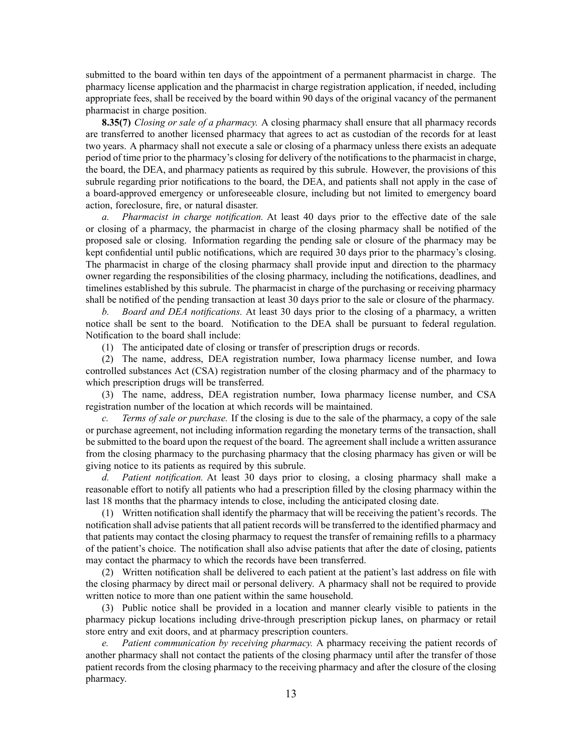submitted to the board within ten days of the appointment of a permanent pharmacist in charge. The pharmacy license application and the pharmacist in charge registration application, if needed, including appropriate fees, shall be received by the board within 90 days of the original vacancy of the permanent pharmacist in charge position.

**8.35(7)** *Closing or sale of a pharmacy.* A closing pharmacy shall ensure that all pharmacy records are transferred to another licensed pharmacy that agrees to act as custodian of the records for at least two years. A pharmacy shall not execute a sale or closing of a pharmacy unless there exists an adequate period of time prior to the pharmacy's closing for delivery of the notifications to the pharmacist in charge, the board, the DEA, and pharmacy patients as required by this subrule. However, the provisions of this subrule regarding prior notifications to the board, the DEA, and patients shall not apply in the case of a board-approved emergency or unforeseeable closure, including but not limited to emergency board action, foreclosure, fire, or natural disaster.

*a. Pharmacist in charge notification.* At least 40 days prior to the effective date of the sale or closing of a pharmacy, the pharmacist in charge of the closing pharmacy shall be notified of the proposed sale or closing. Information regarding the pending sale or closure of the pharmacy may be kept confidential until public notifications, which are required 30 days prior to the pharmacy's closing. The pharmacist in charge of the closing pharmacy shall provide input and direction to the pharmacy owner regarding the responsibilities of the closing pharmacy, including the notifications, deadlines, and timelines established by this subrule. The pharmacist in charge of the purchasing or receiving pharmacy shall be notified of the pending transaction at least 30 days prior to the sale or closure of the pharmacy.

*b. Board and DEA notifications.* At least 30 days prior to the closing of a pharmacy, a written notice shall be sent to the board. Notification to the DEA shall be pursuant to federal regulation. Notification to the board shall include:

(1) The anticipated date of closing or transfer of prescription drugs or records.

(2) The name, address, DEA registration number, Iowa pharmacy license number, and Iowa controlled substances Act (CSA) registration number of the closing pharmacy and of the pharmacy to which prescription drugs will be transferred.

(3) The name, address, DEA registration number, Iowa pharmacy license number, and CSA registration number of the location at which records will be maintained.

*c. Terms of sale or purchase.* If the closing is due to the sale of the pharmacy, a copy of the sale or purchase agreement, not including information regarding the monetary terms of the transaction, shall be submitted to the board upon the request of the board. The agreement shall include a written assurance from the closing pharmacy to the purchasing pharmacy that the closing pharmacy has given or will be giving notice to its patients as required by this subrule.

*d. Patient notification.* At least 30 days prior to closing, a closing pharmacy shall make a reasonable effort to notify all patients who had a prescription filled by the closing pharmacy within the last 18 months that the pharmacy intends to close, including the anticipated closing date.

(1) Written notification shall identify the pharmacy that will be receiving the patient's records. The notification shall advise patients that all patient records will be transferred to the identified pharmacy and that patients may contact the closing pharmacy to request the transfer of remaining refills to a pharmacy of the patient's choice. The notification shall also advise patients that after the date of closing, patients may contact the pharmacy to which the records have been transferred.

(2) Written notification shall be delivered to each patient at the patient's last address on file with the closing pharmacy by direct mail or personal delivery. A pharmacy shall not be required to provide written notice to more than one patient within the same household.

(3) Public notice shall be provided in a location and manner clearly visible to patients in the pharmacy pickup locations including drive-through prescription pickup lanes, on pharmacy or retail store entry and exit doors, and at pharmacy prescription counters.

*e. Patient communication by receiving pharmacy.* A pharmacy receiving the patient records of another pharmacy shall not contact the patients of the closing pharmacy until after the transfer of those patient records from the closing pharmacy to the receiving pharmacy and after the closure of the closing pharmacy.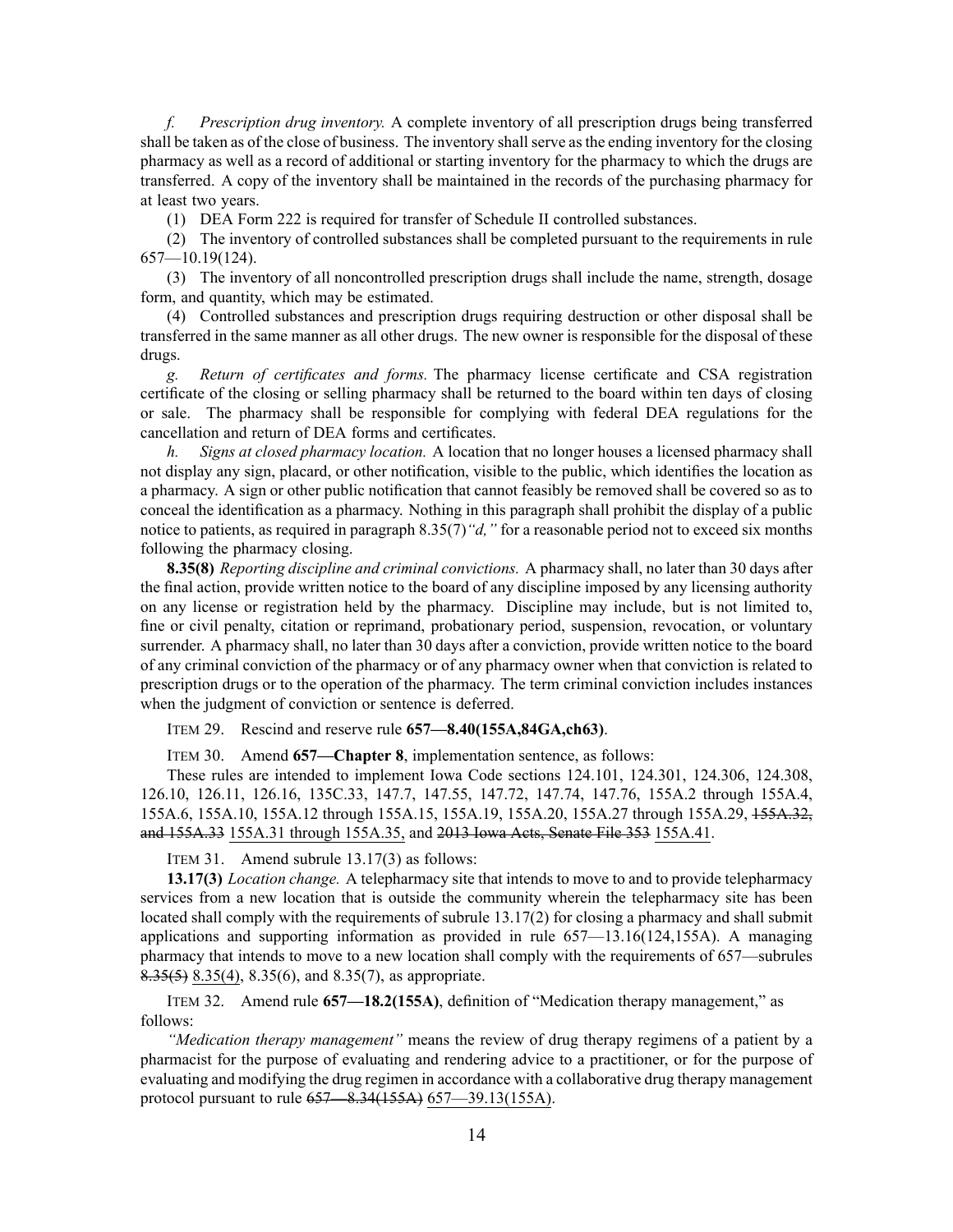*f. Prescription drug inventory.* A complete inventory of all prescription drugs being transferred shall be taken as of the close of business. The inventory shall serve as the ending inventory for the closing pharmacy as well as a record of additional or starting inventory for the pharmacy to which the drugs are transferred. A copy of the inventory shall be maintained in the records of the purchasing pharmacy for at least two years.

(1) DEA Form 222 is required for transfer of Schedule II controlled substances.

(2) The inventory of controlled substances shall be completed pursuant to the requirements in rule 657—10.19(124).

(3) The inventory of all noncontrolled prescription drugs shall include the name, strength, dosage form, and quantity, which may be estimated.

(4) Controlled substances and prescription drugs requiring destruction or other disposal shall be transferred in the same manner as all other drugs. The new owner is responsible for the disposal of these drugs.

*g. Return of certificates and forms.* The pharmacy license certificate and CSA registration certificate of the closing or selling pharmacy shall be returned to the board within ten days of closing or sale. The pharmacy shall be responsible for complying with federal DEA regulations for the cancellation and return of DEA forms and certificates.

*h. Signs at closed pharmacy location.* A location that no longer houses a licensed pharmacy shall not display any sign, placard, or other notification, visible to the public, which identifies the location as a pharmacy. A sign or other public notification that cannot feasibly be removed shall be covered so as to conceal the identification as a pharmacy. Nothing in this paragraph shall prohibit the display of a public notice to patients, as required in paragraph 8.35(7)*"d,"* for a reasonable period not to exceed six months following the pharmacy closing.

**8.35(8)** *Reporting discipline and criminal convictions.* A pharmacy shall, no later than 30 days after the final action, provide written notice to the board of any discipline imposed by any licensing authority on any license or registration held by the pharmacy. Discipline may include, but is not limited to, fine or civil penalty, citation or reprimand, probationary period, suspension, revocation, or voluntary surrender. A pharmacy shall, no later than 30 days after a conviction, provide written notice to the board of any criminal conviction of the pharmacy or of any pharmacy owner when that conviction is related to prescription drugs or to the operation of the pharmacy. The term criminal conviction includes instances when the judgment of conviction or sentence is deferred.

ITEM 29. Rescind and reserve rule **657—8.40(155A,84GA,ch63)**.

ITEM 30. Amend **657—Chapter 8**, implementation sentence, as follows:

These rules are intended to implement Iowa Code sections 124.101, 124.301, 124.306, 124.308, 126.10, 126.11, 126.16, 135C.33, 147.7, 147.55, 147.72, 147.74, 147.76, 155A.2 through 155A.4, 155A.6, 155A.10, 155A.12 through 155A.15, 155A.19, 155A.20, 155A.27 through 155A.29, ~~155A.32, and 155A.33~~ 155A.31 through 155A.35, and ~~2013 Iowa Acts, Senate File 353~~ 155A.41.

ITEM 31. Amend subrule 13.17(3) as follows:

**13.17(3)** *Location change.* A telepharmacy site that intends to move to and to provide telepharmacy services from a new location that is outside the community wherein the telepharmacy site has been located shall comply with the requirements of subrule 13.17(2) for closing a pharmacy and shall submit applications and supporting information as provided in rule 657—13.16(124,155A). A managing pharmacy that intends to move to a new location shall comply with the requirements of 657—subrules ~~8.35(5)~~ 8.35(4), 8.35(6), and 8.35(7), as appropriate.

ITEM 32. Amend rule **657—18.2(155A)**, definition of "Medication therapy management," as follows:

*"Medication therapy management"* means the review of drug therapy regimens of a patient by a pharmacist for the purpose of evaluating and rendering advice to a practitioner, or for the purpose of evaluating and modifying the drug regimen in accordance with a collaborative drug therapy management protocol pursuant to rule ~~657—8.34(155A)~~ 657—39.13(155A).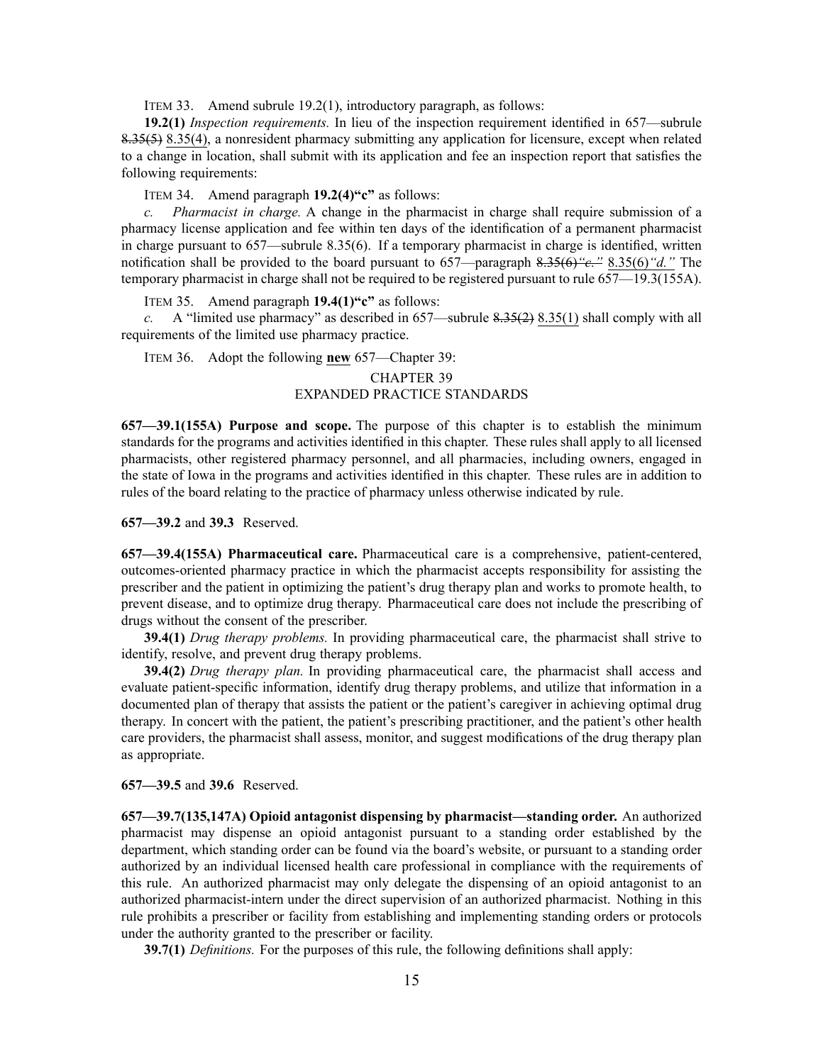ITEM 33. Amend subrule 19.2(1), introductory paragraph, as follows:

**19.2(1)** *Inspection requirements.* In lieu of the inspection requirement identified in 657—subrule ~~8.35(5)~~ 8.35(4), a nonresident pharmacy submitting any application for licensure, except when related to a change in location, shall submit with its application and fee an inspection report that satisfies the following requirements:

ITEM 34. Amend paragraph **19.2(4)"c"** as follows:

*c. Pharmacist in charge.* A change in the pharmacist in charge shall require submission of a pharmacy license application and fee within ten days of the identification of a permanent pharmacist in charge pursuant to 657—subrule 8.35(6). If a temporary pharmacist in charge is identified, written notification shall be provided to the board pursuant to 657—paragraph ~~8.35(6)"e."~~ 8.35(6)*"d."* The temporary pharmacist in charge shall not be required to be registered pursuant to rule 657—19.3(155A).

ITEM 35. Amend paragraph **19.4(1)"c"** as follows:

*c.* A "limited use pharmacy" as described in 657—subrule ~~8.35(2)~~ 8.35(1) shall comply with all requirements of the limited use pharmacy practice.

ITEM 36. Adopt the following **new** 657—Chapter 39:

CHAPTER 39
EXPANDED PRACTICE STANDARDS

**657—39.1(155A) Purpose and scope.** The purpose of this chapter is to establish the minimum standards for the programs and activities identified in this chapter. These rules shall apply to all licensed pharmacists, other registered pharmacy personnel, and all pharmacies, including owners, engaged in the state of Iowa in the programs and activities identified in this chapter. These rules are in addition to rules of the board relating to the practice of pharmacy unless otherwise indicated by rule.

**657—39.2** and **39.3** Reserved.

**657—39.4(155A) Pharmaceutical care.** Pharmaceutical care is a comprehensive, patient-centered, outcomes-oriented pharmacy practice in which the pharmacist accepts responsibility for assisting the prescriber and the patient in optimizing the patient's drug therapy plan and works to promote health, to prevent disease, and to optimize drug therapy. Pharmaceutical care does not include the prescribing of drugs without the consent of the prescriber.

**39.4(1)** *Drug therapy problems.* In providing pharmaceutical care, the pharmacist shall strive to identify, resolve, and prevent drug therapy problems.

**39.4(2)** *Drug therapy plan.* In providing pharmaceutical care, the pharmacist shall access and evaluate patient-specific information, identify drug therapy problems, and utilize that information in a documented plan of therapy that assists the patient or the patient's caregiver in achieving optimal drug therapy. In concert with the patient, the patient's prescribing practitioner, and the patient's other health care providers, the pharmacist shall assess, monitor, and suggest modifications of the drug therapy plan as appropriate.

**657—39.5** and **39.6** Reserved.

**657—39.7(135,147A) Opioid antagonist dispensing by pharmacist—standing order.** An authorized pharmacist may dispense an opioid antagonist pursuant to a standing order established by the department, which standing order can be found via the board's website, or pursuant to a standing order authorized by an individual licensed health care professional in compliance with the requirements of this rule. An authorized pharmacist may only delegate the dispensing of an opioid antagonist to an authorized pharmacist-intern under the direct supervision of an authorized pharmacist. Nothing in this rule prohibits a prescriber or facility from establishing and implementing standing orders or protocols under the authority granted to the prescriber or facility.

**39.7(1)** *Definitions.* For the purposes of this rule, the following definitions shall apply: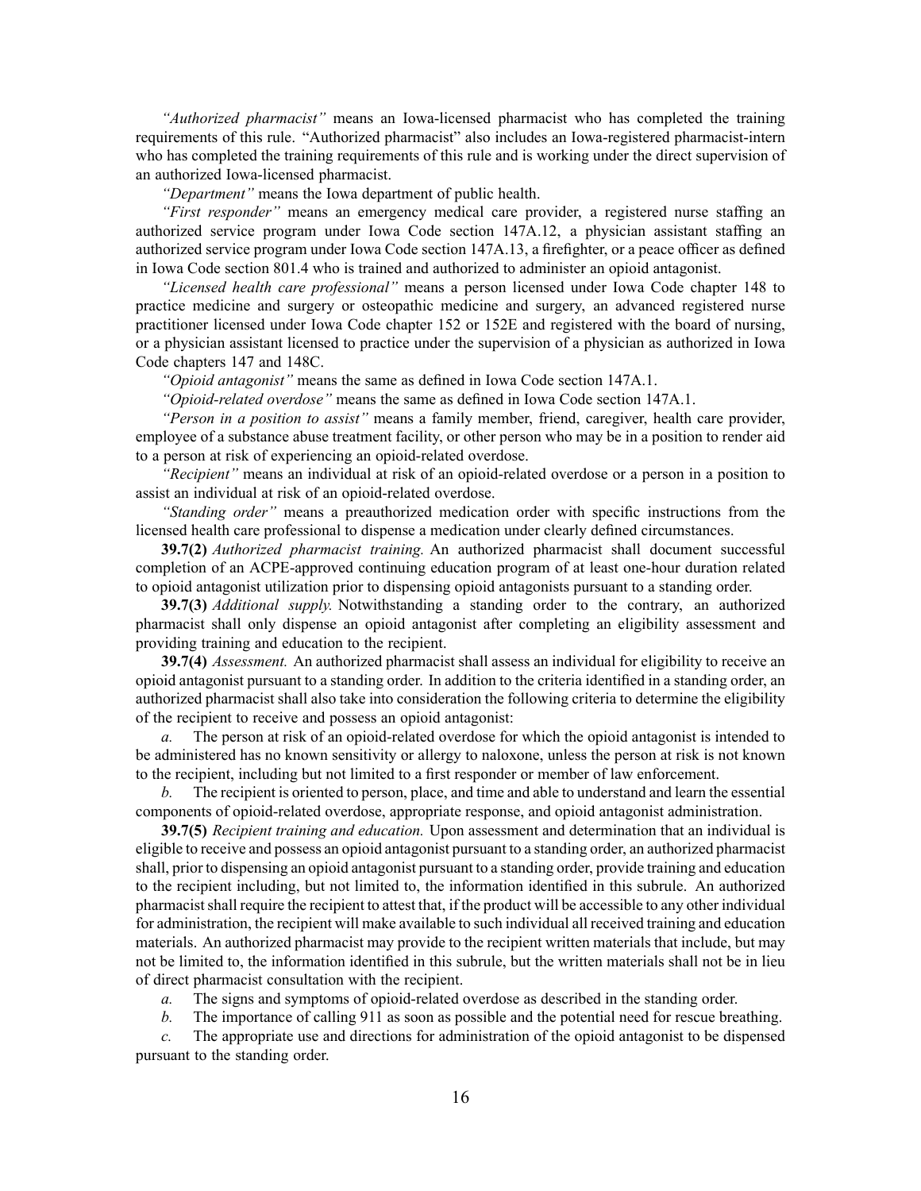*"Authorized pharmacist"* means an Iowa-licensed pharmacist who has completed the training requirements of this rule. "Authorized pharmacist" also includes an Iowa-registered pharmacist-intern who has completed the training requirements of this rule and is working under the direct supervision of an authorized Iowa-licensed pharmacist.

*"Department"* means the Iowa department of public health.

*"First responder"* means an emergency medical care provider, a registered nurse staffing an authorized service program under Iowa Code section 147A.12, a physician assistant staffing an authorized service program under Iowa Code section 147A.13, a firefighter, or a peace officer as defined in Iowa Code section 801.4 who is trained and authorized to administer an opioid antagonist.

*"Licensed health care professional"* means a person licensed under Iowa Code chapter 148 to practice medicine and surgery or osteopathic medicine and surgery, an advanced registered nurse practitioner licensed under Iowa Code chapter 152 or 152E and registered with the board of nursing, or a physician assistant licensed to practice under the supervision of a physician as authorized in Iowa Code chapters 147 and 148C.

*"Opioid antagonist"* means the same as defined in Iowa Code section 147A.1.

*"Opioid-related overdose"* means the same as defined in Iowa Code section 147A.1.

*"Person in a position to assist"* means a family member, friend, caregiver, health care provider, employee of a substance abuse treatment facility, or other person who may be in a position to render aid to a person at risk of experiencing an opioid-related overdose.

*"Recipient"* means an individual at risk of an opioid-related overdose or a person in a position to assist an individual at risk of an opioid-related overdose.

*"Standing order"* means a preauthorized medication order with specific instructions from the licensed health care professional to dispense a medication under clearly defined circumstances.

**39.7(2)** *Authorized pharmacist training.* An authorized pharmacist shall document successful completion of an ACPE-approved continuing education program of at least one-hour duration related to opioid antagonist utilization prior to dispensing opioid antagonists pursuant to a standing order.

**39.7(3)** *Additional supply.* Notwithstanding a standing order to the contrary, an authorized pharmacist shall only dispense an opioid antagonist after completing an eligibility assessment and providing training and education to the recipient.

**39.7(4)** *Assessment.* An authorized pharmacist shall assess an individual for eligibility to receive an opioid antagonist pursuant to a standing order. In addition to the criteria identified in a standing order, an authorized pharmacist shall also take into consideration the following criteria to determine the eligibility of the recipient to receive and possess an opioid antagonist:

*a.* The person at risk of an opioid-related overdose for which the opioid antagonist is intended to be administered has no known sensitivity or allergy to naloxone, unless the person at risk is not known to the recipient, including but not limited to a first responder or member of law enforcement.

*b.* The recipient is oriented to person, place, and time and able to understand and learn the essential components of opioid-related overdose, appropriate response, and opioid antagonist administration.

**39.7(5)** *Recipient training and education.* Upon assessment and determination that an individual is eligible to receive and possess an opioid antagonist pursuant to a standing order, an authorized pharmacist shall, prior to dispensing an opioid antagonist pursuant to a standing order, provide training and education to the recipient including, but not limited to, the information identified in this subrule. An authorized pharmacist shall require the recipient to attest that, if the product will be accessible to any other individual for administration, the recipient will make available to such individual all received training and education materials. An authorized pharmacist may provide to the recipient written materials that include, but may not be limited to, the information identified in this subrule, but the written materials shall not be in lieu of direct pharmacist consultation with the recipient.

*a.* The signs and symptoms of opioid-related overdose as described in the standing order.

*b.* The importance of calling 911 as soon as possible and the potential need for rescue breathing.

*c.* The appropriate use and directions for administration of the opioid antagonist to be dispensed pursuant to the standing order.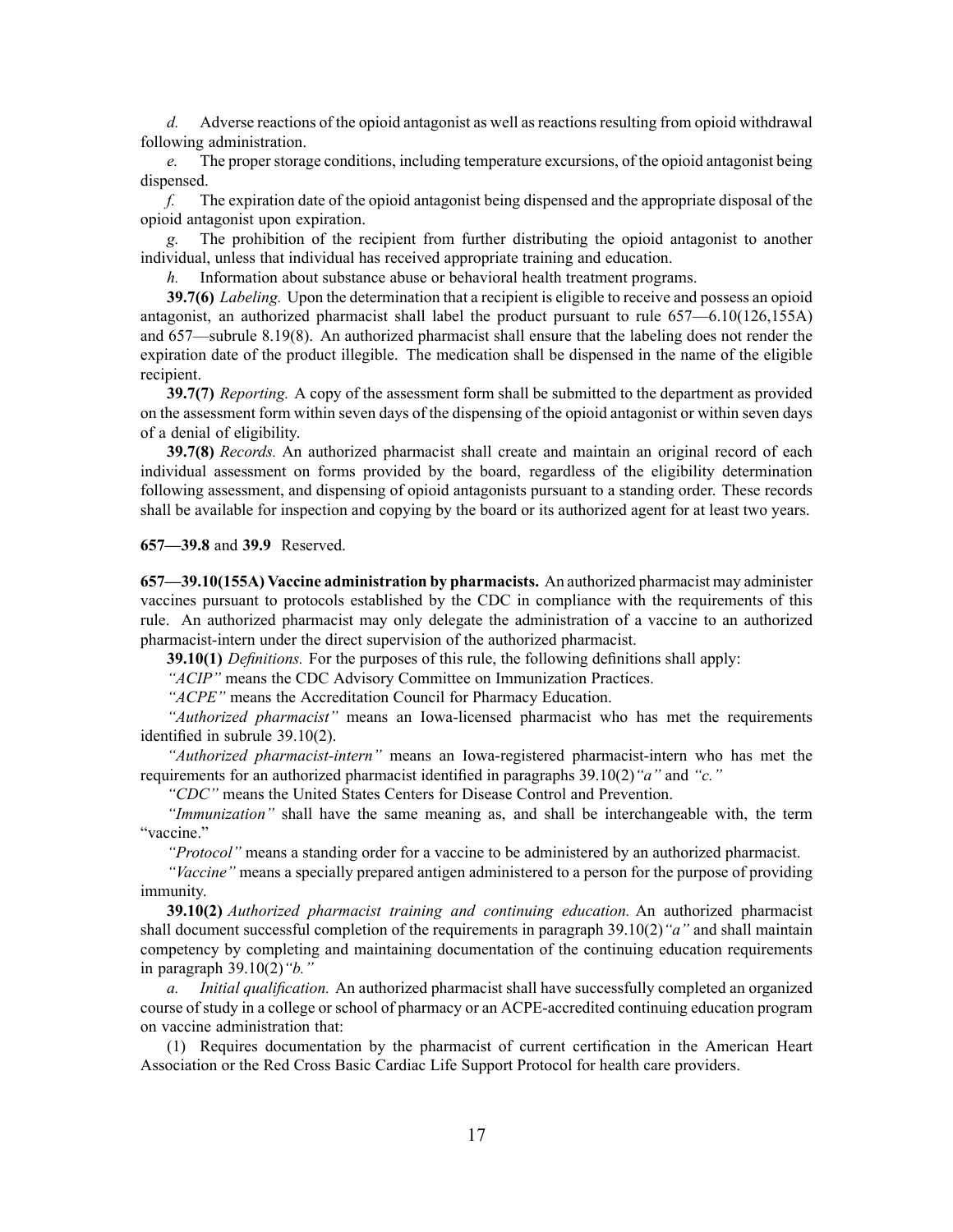*d.* Adverse reactions of the opioid antagonist as well as reactions resulting from opioid withdrawal following administration.

*e.* The proper storage conditions, including temperature excursions, of the opioid antagonist being dispensed.

*f.* The expiration date of the opioid antagonist being dispensed and the appropriate disposal of the opioid antagonist upon expiration.

*g.* The prohibition of the recipient from further distributing the opioid antagonist to another individual, unless that individual has received appropriate training and education.

*h.* Information about substance abuse or behavioral health treatment programs.

**39.7(6)** *Labeling.* Upon the determination that a recipient is eligible to receive and possess an opioid antagonist, an authorized pharmacist shall label the product pursuant to rule 657—6.10(126,155A) and 657—subrule 8.19(8). An authorized pharmacist shall ensure that the labeling does not render the expiration date of the product illegible. The medication shall be dispensed in the name of the eligible recipient.

**39.7(7)** *Reporting.* A copy of the assessment form shall be submitted to the department as provided on the assessment form within seven days of the dispensing of the opioid antagonist or within seven days of a denial of eligibility.

**39.7(8)** *Records.* An authorized pharmacist shall create and maintain an original record of each individual assessment on forms provided by the board, regardless of the eligibility determination following assessment, and dispensing of opioid antagonists pursuant to a standing order. These records shall be available for inspection and copying by the board or its authorized agent for at least two years.

**657—39.8** and **39.9** Reserved.

**657—39.10(155A) Vaccine administration by pharmacists.** An authorized pharmacist may administer vaccines pursuant to protocols established by the CDC in compliance with the requirements of this rule. An authorized pharmacist may only delegate the administration of a vaccine to an authorized pharmacist-intern under the direct supervision of the authorized pharmacist.

**39.10(1)** *Definitions.* For the purposes of this rule, the following definitions shall apply:

*"ACIP"* means the CDC Advisory Committee on Immunization Practices.

*"ACPE"* means the Accreditation Council for Pharmacy Education.

*"Authorized pharmacist"* means an Iowa-licensed pharmacist who has met the requirements identified in subrule 39.10(2).

*"Authorized pharmacist-intern"* means an Iowa-registered pharmacist-intern who has met the requirements for an authorized pharmacist identified in paragraphs 39.10(2)*"a"* and *"c."*

*"CDC"* means the United States Centers for Disease Control and Prevention.

*"Immunization"* shall have the same meaning as, and shall be interchangeable with, the term "vaccine."

*"Protocol"* means a standing order for a vaccine to be administered by an authorized pharmacist.

*"Vaccine"* means a specially prepared antigen administered to a person for the purpose of providing immunity.

**39.10(2)** *Authorized pharmacist training and continuing education.* An authorized pharmacist shall document successful completion of the requirements in paragraph 39.10(2)*"a"* and shall maintain competency by completing and maintaining documentation of the continuing education requirements in paragraph 39.10(2)*"b."*

*a. Initial qualification.* An authorized pharmacist shall have successfully completed an organized course of study in a college or school of pharmacy or an ACPE-accredited continuing education program on vaccine administration that:

(1) Requires documentation by the pharmacist of current certification in the American Heart Association or the Red Cross Basic Cardiac Life Support Protocol for health care providers.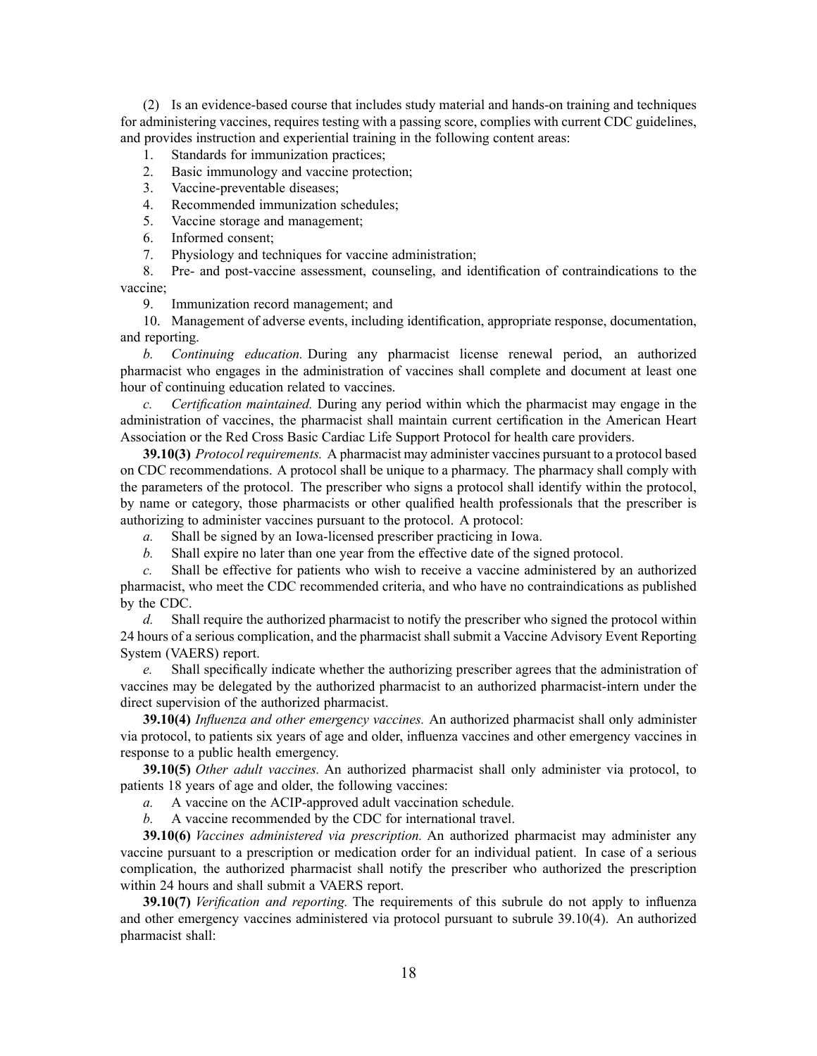(2) Is an evidence-based course that includes study material and hands-on training and techniques for administering vaccines, requires testing with a passing score, complies with current CDC guidelines, and provides instruction and experiential training in the following content areas:

1. Standards for immunization practices;
2. Basic immunology and vaccine protection;
3. Vaccine-preventable diseases;
4. Recommended immunization schedules;
5. Vaccine storage and management;
6. Informed consent;
7. Physiology and techniques for vaccine administration;
8. Pre- and post-vaccine assessment, counseling, and identification of contraindications to the vaccine;
9. Immunization record management; and
10. Management of adverse events, including identification, appropriate response, documentation, and reporting.

*b. Continuing education.* During any pharmacist license renewal period, an authorized pharmacist who engages in the administration of vaccines shall complete and document at least one hour of continuing education related to vaccines.

*c. Certification maintained.* During any period within which the pharmacist may engage in the administration of vaccines, the pharmacist shall maintain current certification in the American Heart Association or the Red Cross Basic Cardiac Life Support Protocol for health care providers.

**39.10(3)** *Protocol requirements.* A pharmacist may administer vaccines pursuant to a protocol based on CDC recommendations. A protocol shall be unique to a pharmacy. The pharmacy shall comply with the parameters of the protocol. The prescriber who signs a protocol shall identify within the protocol, by name or category, those pharmacists or other qualified health professionals that the prescriber is authorizing to administer vaccines pursuant to the protocol. A protocol:

*a.* Shall be signed by an Iowa-licensed prescriber practicing in Iowa.

*b.* Shall expire no later than one year from the effective date of the signed protocol.

*c.* Shall be effective for patients who wish to receive a vaccine administered by an authorized pharmacist, who meet the CDC recommended criteria, and who have no contraindications as published by the CDC.

*d.* Shall require the authorized pharmacist to notify the prescriber who signed the protocol within 24 hours of a serious complication, and the pharmacist shall submit a Vaccine Advisory Event Reporting System (VAERS) report.

*e.* Shall specifically indicate whether the authorizing prescriber agrees that the administration of vaccines may be delegated by the authorized pharmacist to an authorized pharmacist-intern under the direct supervision of the authorized pharmacist.

**39.10(4)** *Influenza and other emergency vaccines.* An authorized pharmacist shall only administer via protocol, to patients six years of age and older, influenza vaccines and other emergency vaccines in response to a public health emergency.

**39.10(5)** *Other adult vaccines.* An authorized pharmacist shall only administer via protocol, to patients 18 years of age and older, the following vaccines:

*a.* A vaccine on the ACIP-approved adult vaccination schedule.

*b.* A vaccine recommended by the CDC for international travel.

**39.10(6)** *Vaccines administered via prescription.* An authorized pharmacist may administer any vaccine pursuant to a prescription or medication order for an individual patient. In case of a serious complication, the authorized pharmacist shall notify the prescriber who authorized the prescription within 24 hours and shall submit a VAERS report.

**39.10(7)** *Verification and reporting.* The requirements of this subrule do not apply to influenza and other emergency vaccines administered via protocol pursuant to subrule 39.10(4). An authorized pharmacist shall: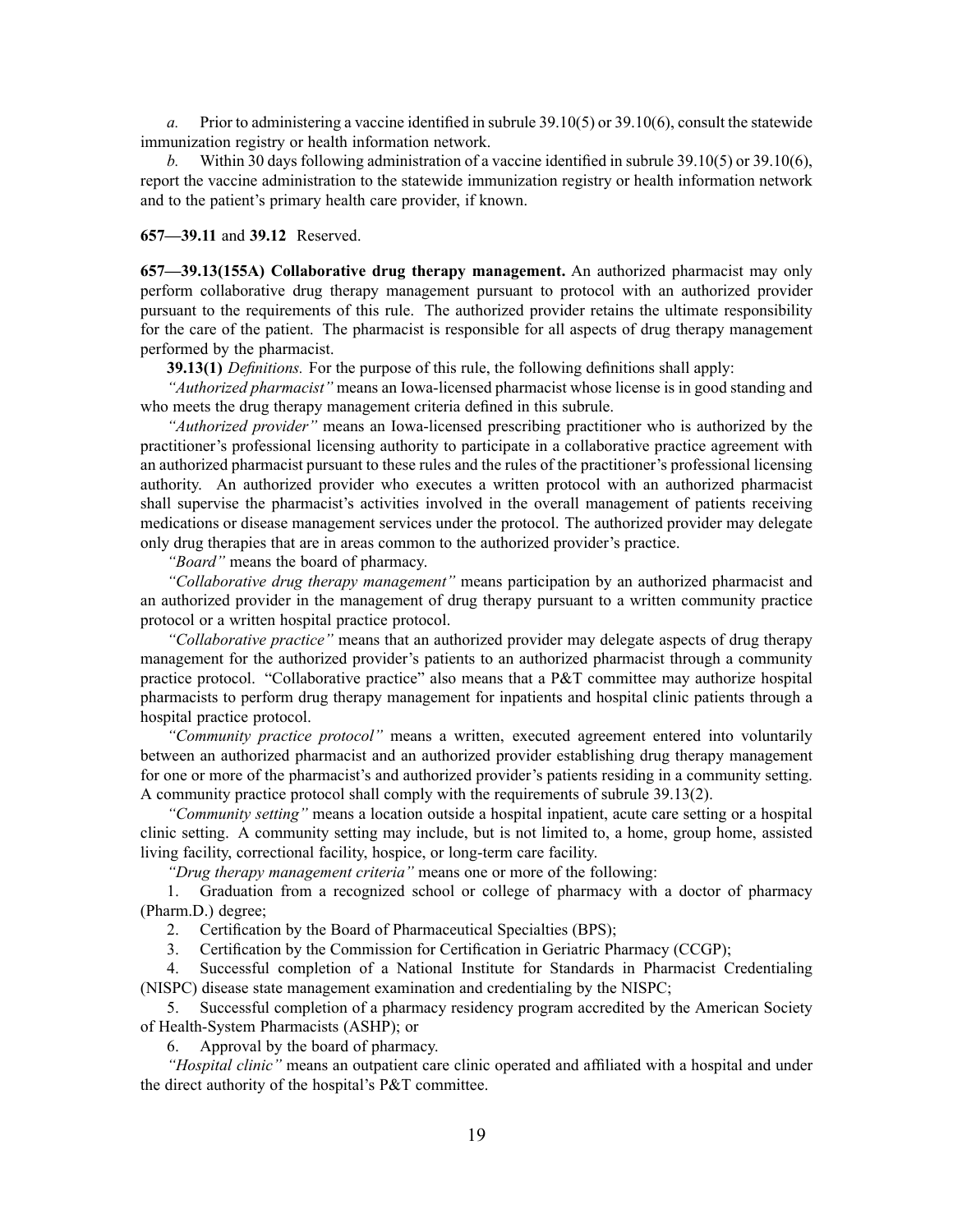*a.* Prior to administering a vaccine identified in subrule 39.10(5) or 39.10(6), consult the statewide immunization registry or health information network.

*b.* Within 30 days following administration of a vaccine identified in subrule 39.10(5) or 39.10(6), report the vaccine administration to the statewide immunization registry or health information network and to the patient's primary health care provider, if known.

**657—39.11** and **39.12** Reserved.

**657—39.13(155A) Collaborative drug therapy management.** An authorized pharmacist may only perform collaborative drug therapy management pursuant to protocol with an authorized provider pursuant to the requirements of this rule. The authorized provider retains the ultimate responsibility for the care of the patient. The pharmacist is responsible for all aspects of drug therapy management performed by the pharmacist.

**39.13(1)** *Definitions.* For the purpose of this rule, the following definitions shall apply:

*"Authorized pharmacist"* means an Iowa-licensed pharmacist whose license is in good standing and who meets the drug therapy management criteria defined in this subrule.

*"Authorized provider"* means an Iowa-licensed prescribing practitioner who is authorized by the practitioner's professional licensing authority to participate in a collaborative practice agreement with an authorized pharmacist pursuant to these rules and the rules of the practitioner's professional licensing authority. An authorized provider who executes a written protocol with an authorized pharmacist shall supervise the pharmacist's activities involved in the overall management of patients receiving medications or disease management services under the protocol. The authorized provider may delegate only drug therapies that are in areas common to the authorized provider's practice.

*"Board"* means the board of pharmacy.

*"Collaborative drug therapy management"* means participation by an authorized pharmacist and an authorized provider in the management of drug therapy pursuant to a written community practice protocol or a written hospital practice protocol.

*"Collaborative practice"* means that an authorized provider may delegate aspects of drug therapy management for the authorized provider's patients to an authorized pharmacist through a community practice protocol. "Collaborative practice" also means that a P&T committee may authorize hospital pharmacists to perform drug therapy management for inpatients and hospital clinic patients through a hospital practice protocol.

*"Community practice protocol"* means a written, executed agreement entered into voluntarily between an authorized pharmacist and an authorized provider establishing drug therapy management for one or more of the pharmacist's and authorized provider's patients residing in a community setting. A community practice protocol shall comply with the requirements of subrule 39.13(2).

*"Community setting"* means a location outside a hospital inpatient, acute care setting or a hospital clinic setting. A community setting may include, but is not limited to, a home, group home, assisted living facility, correctional facility, hospice, or long-term care facility.

*"Drug therapy management criteria"* means one or more of the following:

1. Graduation from a recognized school or college of pharmacy with a doctor of pharmacy (Pharm.D.) degree;
2. Certification by the Board of Pharmaceutical Specialties (BPS);
3. Certification by the Commission for Certification in Geriatric Pharmacy (CCGP);
4. Successful completion of a National Institute for Standards in Pharmacist Credentialing (NISPC) disease state management examination and credentialing by the NISPC;
5. Successful completion of a pharmacy residency program accredited by the American Society of Health-System Pharmacists (ASHP); or
6. Approval by the board of pharmacy.

*"Hospital clinic"* means an outpatient care clinic operated and affiliated with a hospital and under the direct authority of the hospital's P&T committee.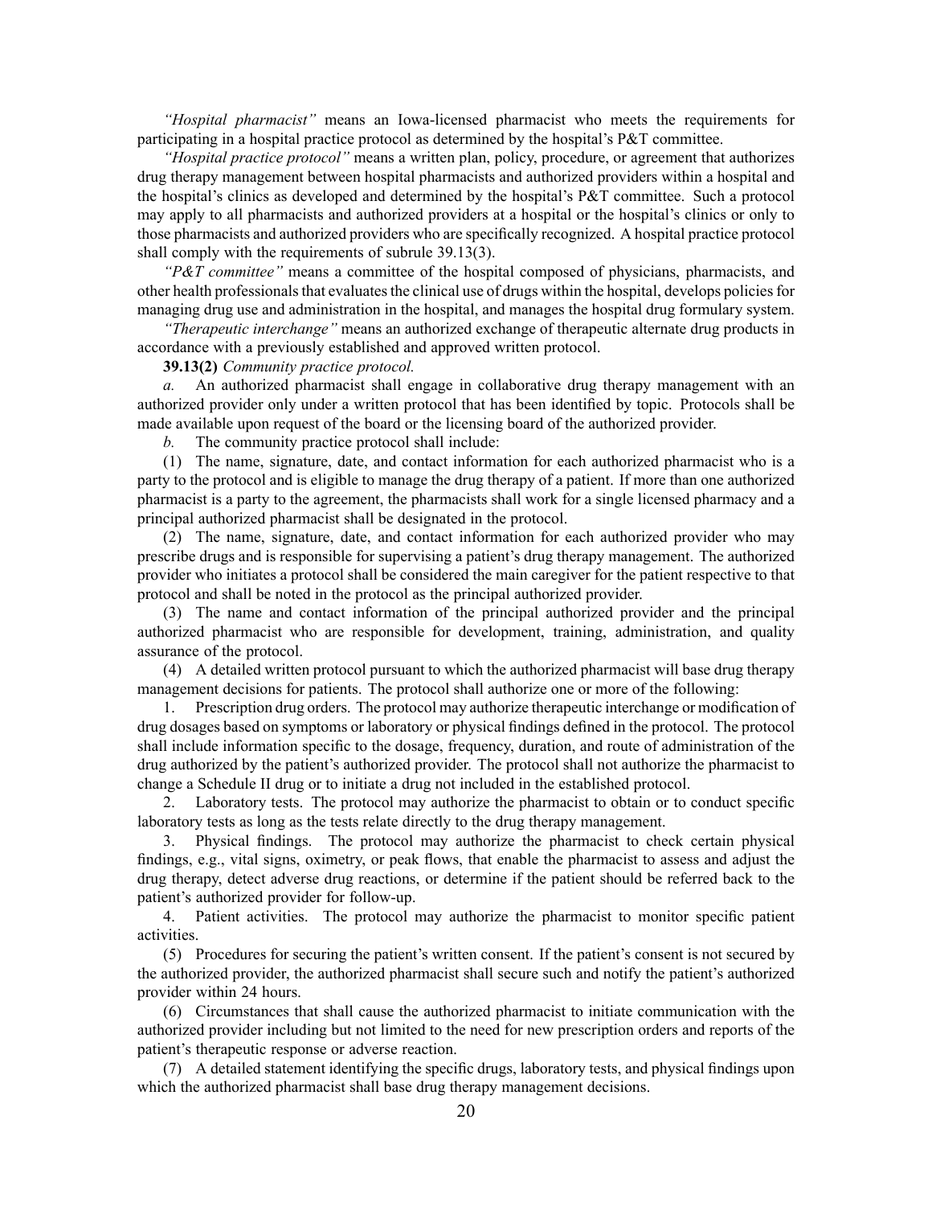*"Hospital pharmacist"* means an Iowa-licensed pharmacist who meets the requirements for participating in a hospital practice protocol as determined by the hospital's P&T committee.

*"Hospital practice protocol"* means a written plan, policy, procedure, or agreement that authorizes drug therapy management between hospital pharmacists and authorized providers within a hospital and the hospital's clinics as developed and determined by the hospital's P&T committee. Such a protocol may apply to all pharmacists and authorized providers at a hospital or the hospital's clinics or only to those pharmacists and authorized providers who are specifically recognized. A hospital practice protocol shall comply with the requirements of subrule 39.13(3).

*"P&T committee"* means a committee of the hospital composed of physicians, pharmacists, and other health professionals that evaluates the clinical use of drugs within the hospital, develops policies for managing drug use and administration in the hospital, and manages the hospital drug formulary system.

*"Therapeutic interchange"* means an authorized exchange of therapeutic alternate drug products in accordance with a previously established and approved written protocol.

**39.13(2)** *Community practice protocol.*

*a.* An authorized pharmacist shall engage in collaborative drug therapy management with an authorized provider only under a written protocol that has been identified by topic. Protocols shall be made available upon request of the board or the licensing board of the authorized provider.

*b.* The community practice protocol shall include:

(1) The name, signature, date, and contact information for each authorized pharmacist who is a party to the protocol and is eligible to manage the drug therapy of a patient. If more than one authorized pharmacist is a party to the agreement, the pharmacists shall work for a single licensed pharmacy and a principal authorized pharmacist shall be designated in the protocol.

(2) The name, signature, date, and contact information for each authorized provider who may prescribe drugs and is responsible for supervising a patient's drug therapy management. The authorized provider who initiates a protocol shall be considered the main caregiver for the patient respective to that protocol and shall be noted in the protocol as the principal authorized provider.

(3) The name and contact information of the principal authorized provider and the principal authorized pharmacist who are responsible for development, training, administration, and quality assurance of the protocol.

(4) A detailed written protocol pursuant to which the authorized pharmacist will base drug therapy management decisions for patients. The protocol shall authorize one or more of the following:

1. Prescription drug orders. The protocol may authorize therapeutic interchange or modification of drug dosages based on symptoms or laboratory or physical findings defined in the protocol. The protocol shall include information specific to the dosage, frequency, duration, and route of administration of the drug authorized by the patient's authorized provider. The protocol shall not authorize the pharmacist to change a Schedule II drug or to initiate a drug not included in the established protocol.

2. Laboratory tests. The protocol may authorize the pharmacist to obtain or to conduct specific laboratory tests as long as the tests relate directly to the drug therapy management.

3. Physical findings. The protocol may authorize the pharmacist to check certain physical findings, e.g., vital signs, oximetry, or peak flows, that enable the pharmacist to assess and adjust the drug therapy, detect adverse drug reactions, or determine if the patient should be referred back to the patient's authorized provider for follow-up.

4. Patient activities. The protocol may authorize the pharmacist to monitor specific patient activities.

(5) Procedures for securing the patient's written consent. If the patient's consent is not secured by the authorized provider, the authorized pharmacist shall secure such and notify the patient's authorized provider within 24 hours.

(6) Circumstances that shall cause the authorized pharmacist to initiate communication with the authorized provider including but not limited to the need for new prescription orders and reports of the patient's therapeutic response or adverse reaction.

(7) A detailed statement identifying the specific drugs, laboratory tests, and physical findings upon which the authorized pharmacist shall base drug therapy management decisions.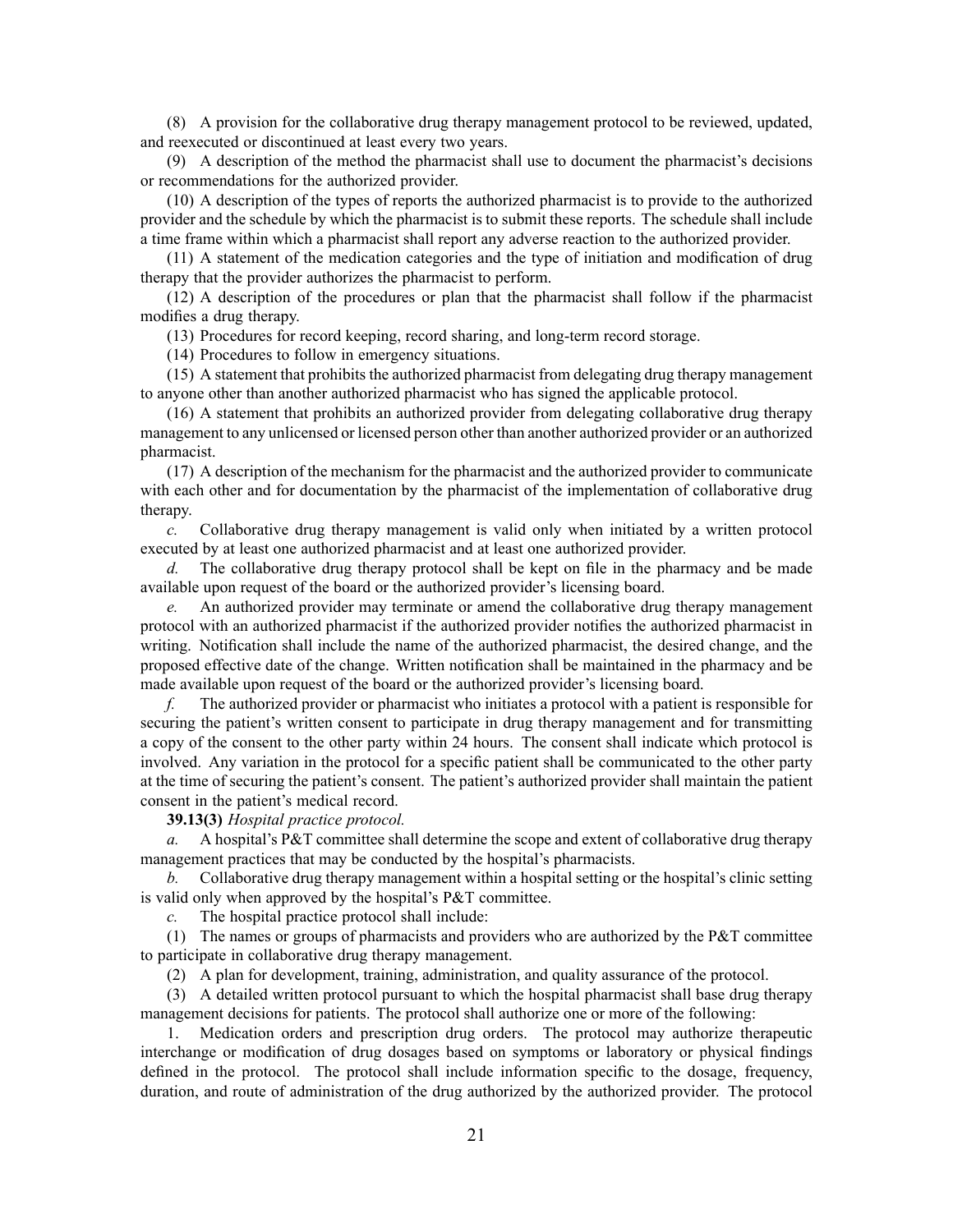(8) A provision for the collaborative drug therapy management protocol to be reviewed, updated, and reexecuted or discontinued at least every two years.

(9) A description of the method the pharmacist shall use to document the pharmacist's decisions or recommendations for the authorized provider.

(10) A description of the types of reports the authorized pharmacist is to provide to the authorized provider and the schedule by which the pharmacist is to submit these reports. The schedule shall include a time frame within which a pharmacist shall report any adverse reaction to the authorized provider.

(11) A statement of the medication categories and the type of initiation and modification of drug therapy that the provider authorizes the pharmacist to perform.

(12) A description of the procedures or plan that the pharmacist shall follow if the pharmacist modifies a drug therapy.

(13) Procedures for record keeping, record sharing, and long-term record storage.

(14) Procedures to follow in emergency situations.

(15) A statement that prohibits the authorized pharmacist from delegating drug therapy management to anyone other than another authorized pharmacist who has signed the applicable protocol.

(16) A statement that prohibits an authorized provider from delegating collaborative drug therapy management to any unlicensed or licensed person other than another authorized provider or an authorized pharmacist.

(17) A description of the mechanism for the pharmacist and the authorized provider to communicate with each other and for documentation by the pharmacist of the implementation of collaborative drug therapy.

*c.* Collaborative drug therapy management is valid only when initiated by a written protocol executed by at least one authorized pharmacist and at least one authorized provider.

*d.* The collaborative drug therapy protocol shall be kept on file in the pharmacy and be made available upon request of the board or the authorized provider's licensing board.

*e.* An authorized provider may terminate or amend the collaborative drug therapy management protocol with an authorized pharmacist if the authorized provider notifies the authorized pharmacist in writing. Notification shall include the name of the authorized pharmacist, the desired change, and the proposed effective date of the change. Written notification shall be maintained in the pharmacy and be made available upon request of the board or the authorized provider's licensing board.

*f.* The authorized provider or pharmacist who initiates a protocol with a patient is responsible for securing the patient's written consent to participate in drug therapy management and for transmitting a copy of the consent to the other party within 24 hours. The consent shall indicate which protocol is involved. Any variation in the protocol for a specific patient shall be communicated to the other party at the time of securing the patient's consent. The patient's authorized provider shall maintain the patient consent in the patient's medical record.

**39.13(3)** *Hospital practice protocol.*

*a.* A hospital's P&T committee shall determine the scope and extent of collaborative drug therapy management practices that may be conducted by the hospital's pharmacists.

*b.* Collaborative drug therapy management within a hospital setting or the hospital's clinic setting is valid only when approved by the hospital's P&T committee.

*c.* The hospital practice protocol shall include:

(1) The names or groups of pharmacists and providers who are authorized by the P&T committee to participate in collaborative drug therapy management.

(2) A plan for development, training, administration, and quality assurance of the protocol.

(3) A detailed written protocol pursuant to which the hospital pharmacist shall base drug therapy management decisions for patients. The protocol shall authorize one or more of the following:

1. Medication orders and prescription drug orders. The protocol may authorize therapeutic interchange or modification of drug dosages based on symptoms or laboratory or physical findings defined in the protocol. The protocol shall include information specific to the dosage, frequency, duration, and route of administration of the drug authorized by the authorized provider. The protocol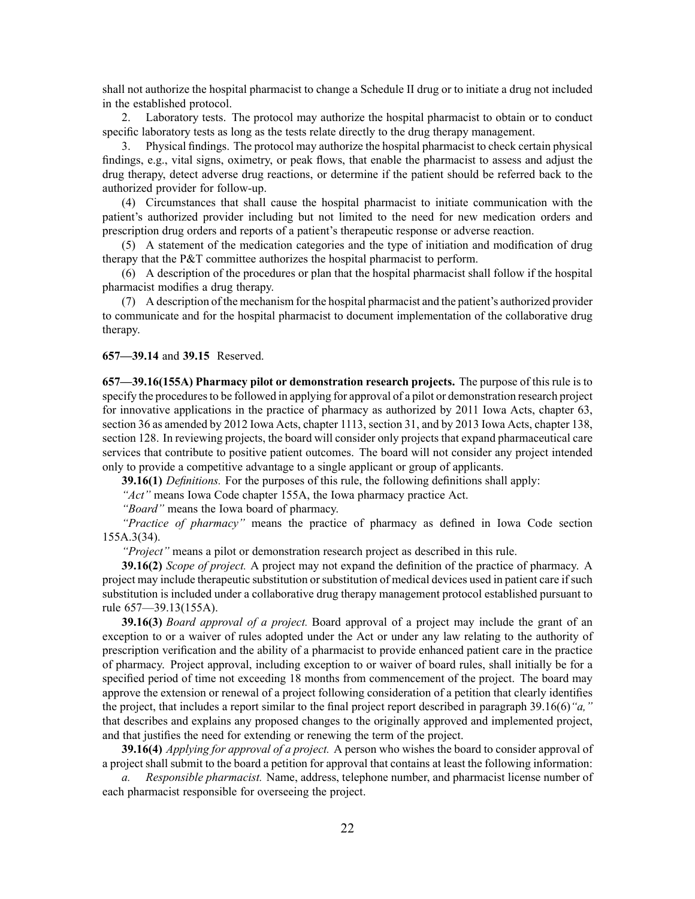shall not authorize the hospital pharmacist to change a Schedule II drug or to initiate a drug not included in the established protocol.

2. Laboratory tests. The protocol may authorize the hospital pharmacist to obtain or to conduct specific laboratory tests as long as the tests relate directly to the drug therapy management.

3. Physical findings. The protocol may authorize the hospital pharmacist to check certain physical findings, e.g., vital signs, oximetry, or peak flows, that enable the pharmacist to assess and adjust the drug therapy, detect adverse drug reactions, or determine if the patient should be referred back to the authorized provider for follow-up.

(4) Circumstances that shall cause the hospital pharmacist to initiate communication with the patient's authorized provider including but not limited to the need for new medication orders and prescription drug orders and reports of a patient's therapeutic response or adverse reaction.

(5) A statement of the medication categories and the type of initiation and modification of drug therapy that the P&T committee authorizes the hospital pharmacist to perform.

(6) A description of the procedures or plan that the hospital pharmacist shall follow if the hospital pharmacist modifies a drug therapy.

(7) A description of the mechanism for the hospital pharmacist and the patient's authorized provider to communicate and for the hospital pharmacist to document implementation of the collaborative drug therapy.

**657—39.14** and **39.15** Reserved.

**657—39.16(155A) Pharmacy pilot or demonstration research projects.** The purpose of this rule is to specify the procedures to be followed in applying for approval of a pilot or demonstration research project for innovative applications in the practice of pharmacy as authorized by 2011 Iowa Acts, chapter 63, section 36 as amended by 2012 Iowa Acts, chapter 1113, section 31, and by 2013 Iowa Acts, chapter 138, section 128. In reviewing projects, the board will consider only projects that expand pharmaceutical care services that contribute to positive patient outcomes. The board will not consider any project intended only to provide a competitive advantage to a single applicant or group of applicants.

**39.16(1)** *Definitions.* For the purposes of this rule, the following definitions shall apply:

*"Act"* means Iowa Code chapter 155A, the Iowa pharmacy practice Act.

*"Board"* means the Iowa board of pharmacy.

*"Practice of pharmacy"* means the practice of pharmacy as defined in Iowa Code section 155A.3(34).

*"Project"* means a pilot or demonstration research project as described in this rule.

**39.16(2)** *Scope of project.* A project may not expand the definition of the practice of pharmacy. A project may include therapeutic substitution or substitution of medical devices used in patient care if such substitution is included under a collaborative drug therapy management protocol established pursuant to rule 657—39.13(155A).

**39.16(3)** *Board approval of a project.* Board approval of a project may include the grant of an exception to or a waiver of rules adopted under the Act or under any law relating to the authority of prescription verification and the ability of a pharmacist to provide enhanced patient care in the practice of pharmacy. Project approval, including exception to or waiver of board rules, shall initially be for a specified period of time not exceeding 18 months from commencement of the project. The board may approve the extension or renewal of a project following consideration of a petition that clearly identifies the project, that includes a report similar to the final project report described in paragraph 39.16(6)*"a,"* that describes and explains any proposed changes to the originally approved and implemented project, and that justifies the need for extending or renewing the term of the project.

**39.16(4)** *Applying for approval of a project.* A person who wishes the board to consider approval of a project shall submit to the board a petition for approval that contains at least the following information:

*a. Responsible pharmacist.* Name, address, telephone number, and pharmacist license number of each pharmacist responsible for overseeing the project.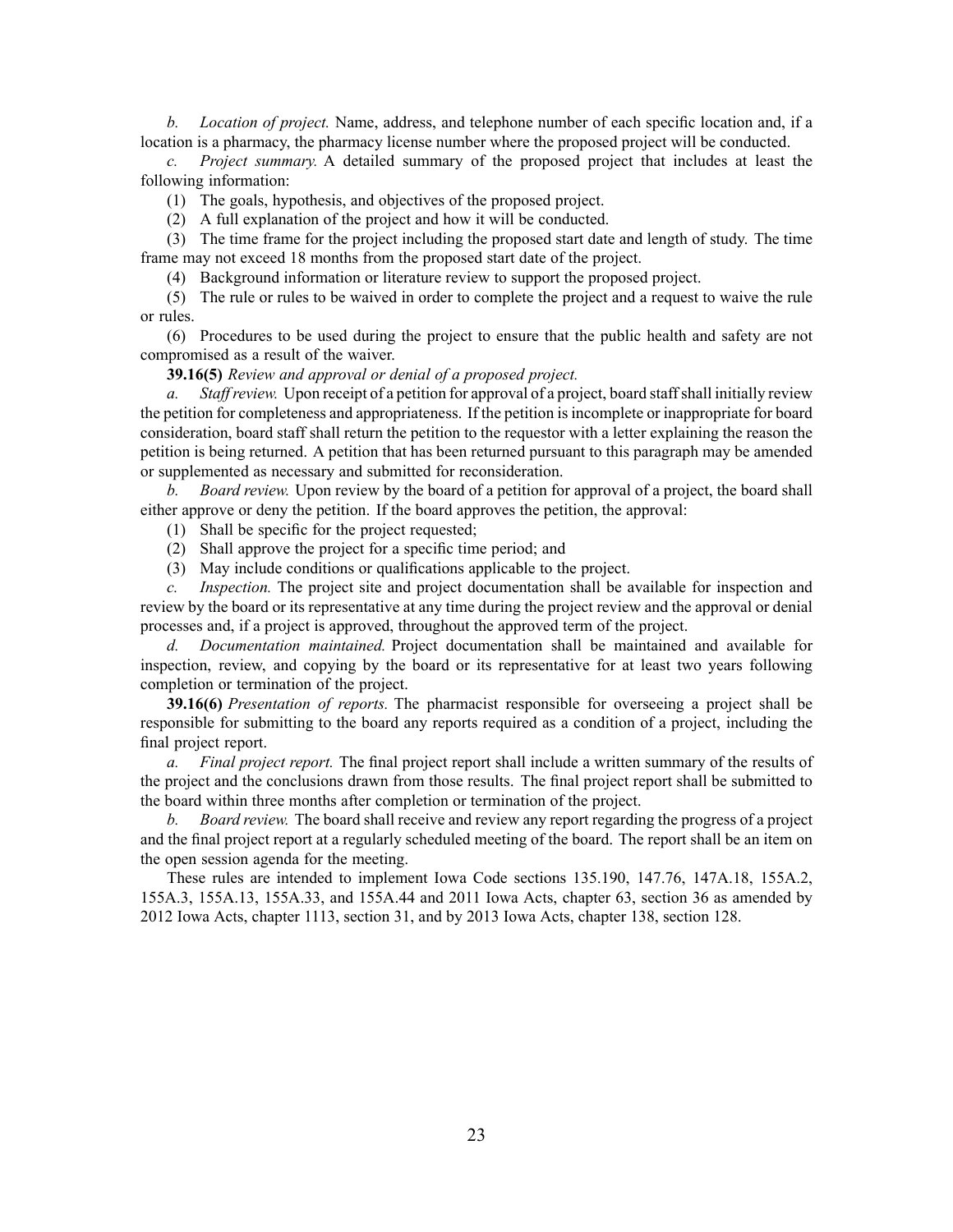*b. Location of project.* Name, address, and telephone number of each specific location and, if a location is a pharmacy, the pharmacy license number where the proposed project will be conducted.

*c. Project summary.* A detailed summary of the proposed project that includes at least the following information:

(1) The goals, hypothesis, and objectives of the proposed project.

(2) A full explanation of the project and how it will be conducted.

(3) The time frame for the project including the proposed start date and length of study. The time frame may not exceed 18 months from the proposed start date of the project.

(4) Background information or literature review to support the proposed project.

(5) The rule or rules to be waived in order to complete the project and a request to waive the rule or rules.

(6) Procedures to be used during the project to ensure that the public health and safety are not compromised as a result of the waiver.

**39.16(5)** *Review and approval or denial of a proposed project.*

*a. Staff review.* Upon receipt of a petition for approval of a project, board staff shall initially review the petition for completeness and appropriateness. If the petition is incomplete or inappropriate for board consideration, board staff shall return the petition to the requestor with a letter explaining the reason the petition is being returned. A petition that has been returned pursuant to this paragraph may be amended or supplemented as necessary and submitted for reconsideration.

*b. Board review.* Upon review by the board of a petition for approval of a project, the board shall either approve or deny the petition. If the board approves the petition, the approval:

(1) Shall be specific for the project requested;

(2) Shall approve the project for a specific time period; and

(3) May include conditions or qualifications applicable to the project.

*c. Inspection.* The project site and project documentation shall be available for inspection and review by the board or its representative at any time during the project review and the approval or denial processes and, if a project is approved, throughout the approved term of the project.

*d. Documentation maintained.* Project documentation shall be maintained and available for inspection, review, and copying by the board or its representative for at least two years following completion or termination of the project.

**39.16(6)** *Presentation of reports.* The pharmacist responsible for overseeing a project shall be responsible for submitting to the board any reports required as a condition of a project, including the final project report.

*a. Final project report.* The final project report shall include a written summary of the results of the project and the conclusions drawn from those results. The final project report shall be submitted to the board within three months after completion or termination of the project.

*b. Board review.* The board shall receive and review any report regarding the progress of a project and the final project report at a regularly scheduled meeting of the board. The report shall be an item on the open session agenda for the meeting.

These rules are intended to implement Iowa Code sections 135.190, 147.76, 147A.18, 155A.2, 155A.3, 155A.13, 155A.33, and 155A.44 and 2011 Iowa Acts, chapter 63, section 36 as amended by 2012 Iowa Acts, chapter 1113, section 31, and by 2013 Iowa Acts, chapter 138, section 128.